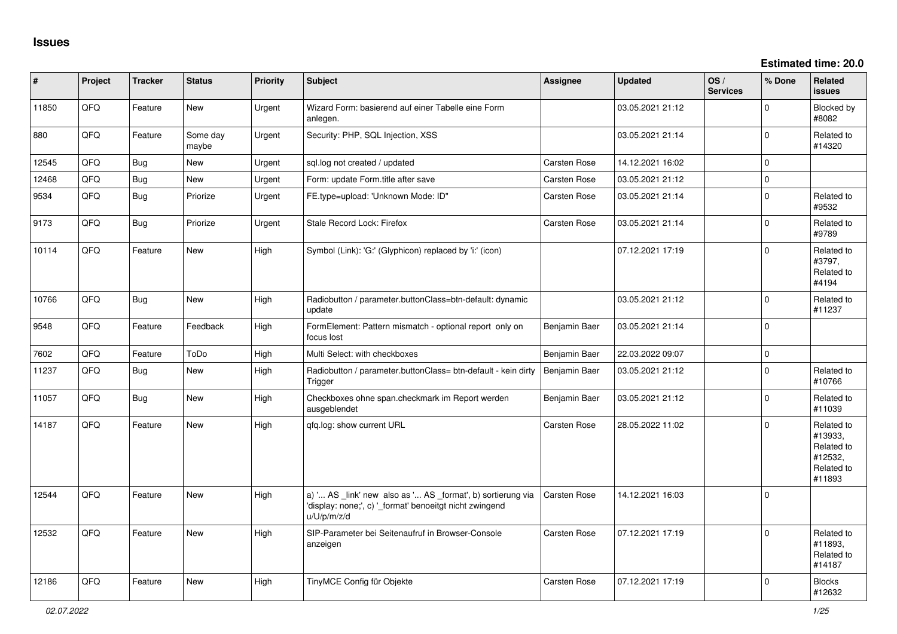# Issues

**Estimated time: 20.0**

| # | Project | Tracker | Status | Priority | Subject | Assignee | Updated | OS / Services | % Done | Related issues |
|---|---|---|---|---|---|---|---|---|---|---|
| 11850 | QFQ | Feature | New | Urgent | Wizard Form: basierend auf einer Tabelle eine Form anlegen. | | 03.05.2021 21:12 | | 0 | Blocked by #8082 |
| 880 | QFQ | Feature | Some day maybe | Urgent | Security: PHP, SQL Injection, XSS | | 03.05.2021 21:14 | | 0 | Related to #14320 |
| 12545 | QFQ | Bug | New | Urgent | sql.log not created / updated | Carsten Rose | 14.12.2021 16:02 | | 0 | |
| 12468 | QFQ | Bug | New | Urgent | Form: update Form.title after save | Carsten Rose | 03.05.2021 21:12 | | 0 | |
| 9534 | QFQ | Bug | Priorize | Urgent | FE.type=upload: 'Unknown Mode: ID" | Carsten Rose | 03.05.2021 21:14 | | 0 | Related to #9532 |
| 9173 | QFQ | Bug | Priorize | Urgent | Stale Record Lock: Firefox | Carsten Rose | 03.05.2021 21:14 | | 0 | Related to #9789 |
| 10114 | QFQ | Feature | New | High | Symbol (Link): 'G:' (Glyphicon) replaced by 'i:' (icon) | | 07.12.2021 17:19 | | 0 | Related to #3797, Related to #4194 |
| 10766 | QFQ | Bug | New | High | Radiobutton / parameter.buttonClass=btn-default: dynamic update | | 03.05.2021 21:12 | | 0 | Related to #11237 |
| 9548 | QFQ | Feature | Feedback | High | FormElement: Pattern mismatch - optional report only on focus lost | Benjamin Baer | 03.05.2021 21:14 | | 0 | |
| 7602 | QFQ | Feature | ToDo | High | Multi Select: with checkboxes | Benjamin Baer | 22.03.2022 09:07 | | 0 | |
| 11237 | QFQ | Bug | New | High | Radiobutton / parameter.buttonClass= btn-default - kein dirty Trigger | Benjamin Baer | 03.05.2021 21:12 | | 0 | Related to #10766 |
| 11057 | QFQ | Bug | New | High | Checkboxes ohne span.checkmark im Report werden ausgeblendet | Benjamin Baer | 03.05.2021 21:12 | | 0 | Related to #11039 |
| 14187 | QFQ | Feature | New | High | qfq.log: show current URL | Carsten Rose | 28.05.2022 11:02 | | 0 | Related to #13933, Related to #12532, Related to #11893 |
| 12544 | QFQ | Feature | New | High | a) '... AS _link' new also as '... AS _format', b) sortierung via 'display: none;', c) '_format' benoeitgt nicht zwingend u/U/p/m/z/d | Carsten Rose | 14.12.2021 16:03 | | 0 | |
| 12532 | QFQ | Feature | New | High | SIP-Parameter bei Seitenaufruf in Browser-Console anzeigen | Carsten Rose | 07.12.2021 17:19 | | 0 | Related to #11893, Related to #14187 |
| 12186 | QFQ | Feature | New | High | TinyMCE Config für Objekte | Carsten Rose | 07.12.2021 17:19 | | 0 | Blocks #12632 |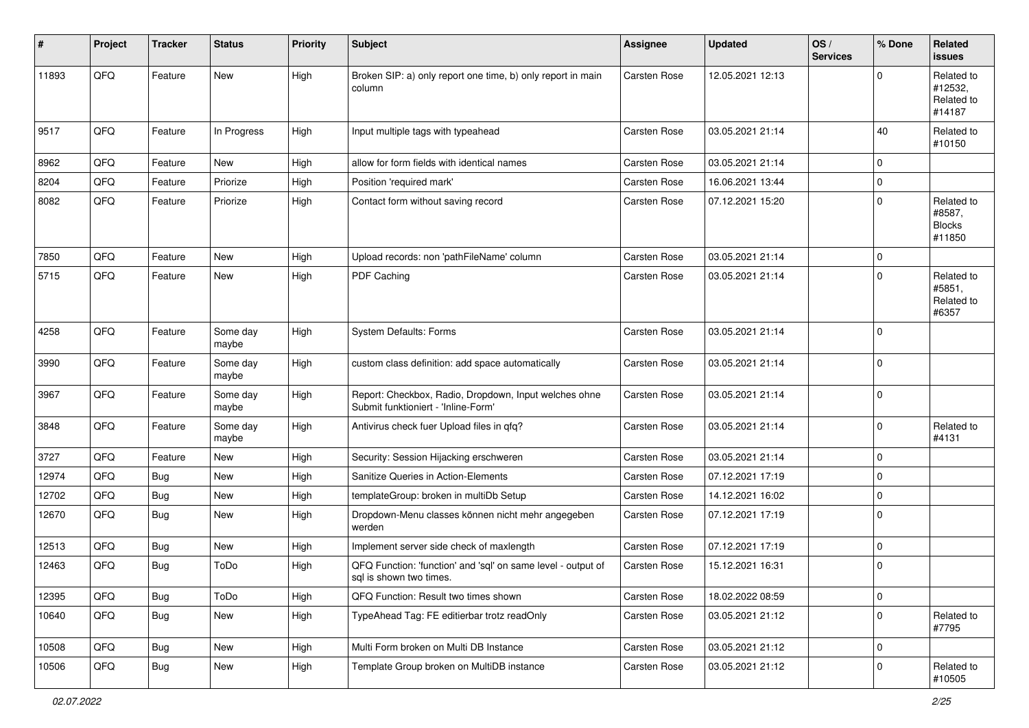| # | Project | Tracker | Status | Priority | Subject | Assignee | Updated | OS / Services | % Done | Related issues |
|---|---|---|---|---|---|---|---|---|---|---|
| 11893 | QFQ | Feature | New | High | Broken SIP: a) only report one time, b) only report in main column | Carsten Rose | 12.05.2021 12:13 | | 0 | Related to #12532, Related to #14187 |
| 9517 | QFQ | Feature | In Progress | High | Input multiple tags with typeahead | Carsten Rose | 03.05.2021 21:14 | | 40 | Related to #10150 |
| 8962 | QFQ | Feature | New | High | allow for form fields with identical names | Carsten Rose | 03.05.2021 21:14 | | 0 | |
| 8204 | QFQ | Feature | Priorize | High | Position 'required mark' | Carsten Rose | 16.06.2021 13:44 | | 0 | |
| 8082 | QFQ | Feature | Priorize | High | Contact form without saving record | Carsten Rose | 07.12.2021 15:20 | | 0 | Related to #8587, Blocks #11850 |
| 7850 | QFQ | Feature | New | High | Upload records: non 'pathFileName' column | Carsten Rose | 03.05.2021 21:14 | | 0 | |
| 5715 | QFQ | Feature | New | High | PDF Caching | Carsten Rose | 03.05.2021 21:14 | | 0 | Related to #5851, Related to #6357 |
| 4258 | QFQ | Feature | Some day maybe | High | System Defaults: Forms | Carsten Rose | 03.05.2021 21:14 | | 0 | |
| 3990 | QFQ | Feature | Some day maybe | High | custom class definition: add space automatically | Carsten Rose | 03.05.2021 21:14 | | 0 | |
| 3967 | QFQ | Feature | Some day maybe | High | Report: Checkbox, Radio, Dropdown, Input welches ohne Submit funktioniert - 'Inline-Form' | Carsten Rose | 03.05.2021 21:14 | | 0 | |
| 3848 | QFQ | Feature | Some day maybe | High | Antivirus check fuer Upload files in qfq? | Carsten Rose | 03.05.2021 21:14 | | 0 | Related to #4131 |
| 3727 | QFQ | Feature | New | High | Security: Session Hijacking erschweren | Carsten Rose | 03.05.2021 21:14 | | 0 | |
| 12974 | QFQ | Bug | New | High | Sanitize Queries in Action-Elements | Carsten Rose | 07.12.2021 17:19 | | 0 | |
| 12702 | QFQ | Bug | New | High | templateGroup: broken in multiDb Setup | Carsten Rose | 14.12.2021 16:02 | | 0 | |
| 12670 | QFQ | Bug | New | High | Dropdown-Menu classes können nicht mehr angegeben werden | Carsten Rose | 07.12.2021 17:19 | | 0 | |
| 12513 | QFQ | Bug | New | High | Implement server side check of maxlength | Carsten Rose | 07.12.2021 17:19 | | 0 | |
| 12463 | QFQ | Bug | ToDo | High | QFQ Function: 'function' and 'sql' on same level - output of sql is shown two times. | Carsten Rose | 15.12.2021 16:31 | | 0 | |
| 12395 | QFQ | Bug | ToDo | High | QFQ Function: Result two times shown | Carsten Rose | 18.02.2022 08:59 | | 0 | |
| 10640 | QFQ | Bug | New | High | TypeAhead Tag: FE editierbar trotz readOnly | Carsten Rose | 03.05.2021 21:12 | | 0 | Related to #7795 |
| 10508 | QFQ | Bug | New | High | Multi Form broken on Multi DB Instance | Carsten Rose | 03.05.2021 21:12 | | 0 | |
| 10506 | QFQ | Bug | New | High | Template Group broken on MultiDB instance | Carsten Rose | 03.05.2021 21:12 | | 0 | Related to #10505 |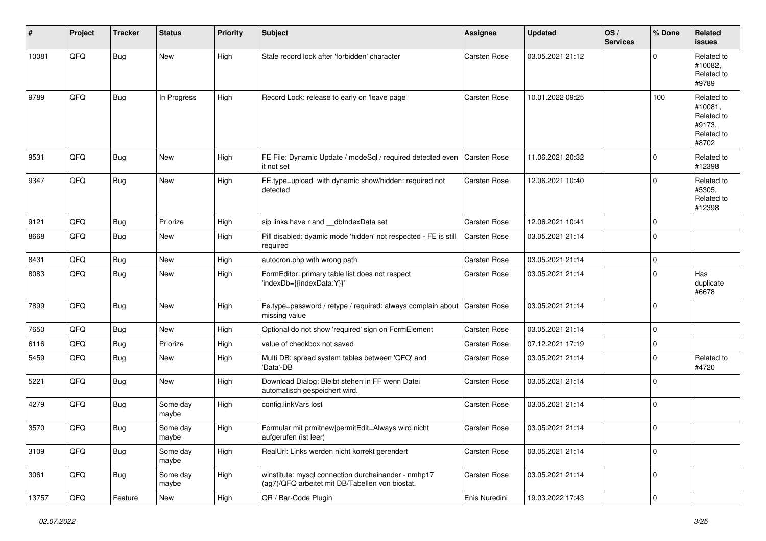| # | Project | Tracker | Status | Priority | Subject | Assignee | Updated | OS / Services | % Done | Related issues |
|---|---|---|---|---|---|---|---|---|---|---|
| 10081 | QFQ | Bug | New | High | Stale record lock after 'forbidden' character | Carsten Rose | 03.05.2021 21:12 | | 0 | Related to #10082, Related to #9789 |
| 9789 | QFQ | Bug | In Progress | High | Record Lock: release to early on 'leave page' | Carsten Rose | 10.01.2022 09:25 | | 100 | Related to #10081, Related to #9173, Related to #8702 |
| 9531 | QFQ | Bug | New | High | FE File: Dynamic Update / modeSql / required detected even it not set | Carsten Rose | 11.06.2021 20:32 | | 0 | Related to #12398 |
| 9347 | QFQ | Bug | New | High | FE.type=upload with dynamic show/hidden: required not detected | Carsten Rose | 12.06.2021 10:40 | | 0 | Related to #5305, Related to #12398 |
| 9121 | QFQ | Bug | Priorize | High | sip links have r and __dbIndexData set | Carsten Rose | 12.06.2021 10:41 | | 0 | |
| 8668 | QFQ | Bug | New | High | Pill disabled: dyamic mode 'hidden' not respected - FE is still required | Carsten Rose | 03.05.2021 21:14 | | 0 | |
| 8431 | QFQ | Bug | New | High | autocron.php with wrong path | Carsten Rose | 03.05.2021 21:14 | | 0 | |
| 8083 | QFQ | Bug | New | High | FormEditor: primary table list does not respect 'indexDb={{indexData:Y}}' | Carsten Rose | 03.05.2021 21:14 | | 0 | Has duplicate #6678 |
| 7899 | QFQ | Bug | New | High | Fe.type=password / retype / required: always complain about missing value | Carsten Rose | 03.05.2021 21:14 | | 0 | |
| 7650 | QFQ | Bug | New | High | Optional do not show 'required' sign on FormElement | Carsten Rose | 03.05.2021 21:14 | | 0 | |
| 6116 | QFQ | Bug | Priorize | High | value of checkbox not saved | Carsten Rose | 07.12.2021 17:19 | | 0 | |
| 5459 | QFQ | Bug | New | High | Multi DB: spread system tables between 'QFQ' and 'Data'-DB | Carsten Rose | 03.05.2021 21:14 | | 0 | Related to #4720 |
| 5221 | QFQ | Bug | New | High | Download Dialog: Bleibt stehen in FF wenn Datei automatisch gespeichert wird. | Carsten Rose | 03.05.2021 21:14 | | 0 | |
| 4279 | QFQ | Bug | Some day maybe | High | config.linkVars lost | Carsten Rose | 03.05.2021 21:14 | | 0 | |
| 3570 | QFQ | Bug | Some day maybe | High | Formular mit prmitnew\|permitEdit=Always wird nicht aufgerufen (ist leer) | Carsten Rose | 03.05.2021 21:14 | | 0 | |
| 3109 | QFQ | Bug | Some day maybe | High | RealUrl: Links werden nicht korrekt gerendert | Carsten Rose | 03.05.2021 21:14 | | 0 | |
| 3061 | QFQ | Bug | Some day maybe | High | winstitute: mysql connection durcheinander - nmhp17 (ag7)/QFQ arbeitet mit DB/Tabellen von biostat. | Carsten Rose | 03.05.2021 21:14 | | 0 | |
| 13757 | QFQ | Feature | New | High | QR / Bar-Code Plugin | Enis Nuredini | 19.03.2022 17:43 | | 0 | |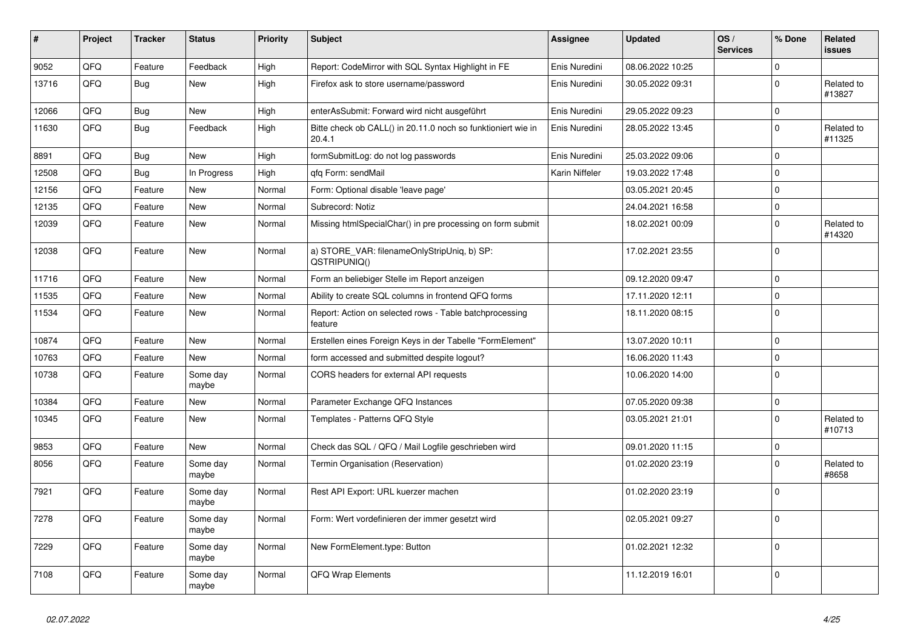| # | Project | Tracker | Status | Priority | Subject | Assignee | Updated | OS / Services | % Done | Related issues |
|---|---|---|---|---|---|---|---|---|---|---|
| 9052 | QFQ | Feature | Feedback | High | Report: CodeMirror with SQL Syntax Highlight in FE | Enis Nuredini | 08.06.2022 10:25 | | 0 | |
| 13716 | QFQ | Bug | New | High | Firefox ask to store username/password | Enis Nuredini | 30.05.2022 09:31 | | 0 | Related to #13827 |
| 12066 | QFQ | Bug | New | High | enterAsSubmit: Forward wird nicht ausgeführt | Enis Nuredini | 29.05.2022 09:23 | | 0 | |
| 11630 | QFQ | Bug | Feedback | High | Bitte check ob CALL() in 20.11.0 noch so funktioniert wie in 20.4.1 | Enis Nuredini | 28.05.2022 13:45 | | 0 | Related to #11325 |
| 8891 | QFQ | Bug | New | High | formSubmitLog: do not log passwords | Enis Nuredini | 25.03.2022 09:06 | | 0 | |
| 12508 | QFQ | Bug | In Progress | High | qfq Form: sendMail | Karin Niffeler | 19.03.2022 17:48 | | 0 | |
| 12156 | QFQ | Feature | New | Normal | Form: Optional disable 'leave page' | | 03.05.2021 20:45 | | 0 | |
| 12135 | QFQ | Feature | New | Normal | Subrecord: Notiz | | 24.04.2021 16:58 | | 0 | |
| 12039 | QFQ | Feature | New | Normal | Missing htmlSpecialChar() in pre processing on form submit | | 18.02.2021 00:09 | | 0 | Related to #14320 |
| 12038 | QFQ | Feature | New | Normal | a) STORE_VAR: filenameOnlyStripUniq, b) SP: QSTRIPUNIQ() | | 17.02.2021 23:55 | | 0 | |
| 11716 | QFQ | Feature | New | Normal | Form an beliebiger Stelle im Report anzeigen | | 09.12.2020 09:47 | | 0 | |
| 11535 | QFQ | Feature | New | Normal | Ability to create SQL columns in frontend QFQ forms | | 17.11.2020 12:11 | | 0 | |
| 11534 | QFQ | Feature | New | Normal | Report: Action on selected rows - Table batchprocessing feature | | 18.11.2020 08:15 | | 0 | |
| 10874 | QFQ | Feature | New | Normal | Erstellen eines Foreign Keys in der Tabelle "FormElement" | | 13.07.2020 10:11 | | 0 | |
| 10763 | QFQ | Feature | New | Normal | form accessed and submitted despite logout? | | 16.06.2020 11:43 | | 0 | |
| 10738 | QFQ | Feature | Some day maybe | Normal | CORS headers for external API requests | | 10.06.2020 14:00 | | 0 | |
| 10384 | QFQ | Feature | New | Normal | Parameter Exchange QFQ Instances | | 07.05.2020 09:38 | | 0 | |
| 10345 | QFQ | Feature | New | Normal | Templates - Patterns QFQ Style | | 03.05.2021 21:01 | | 0 | Related to #10713 |
| 9853 | QFQ | Feature | New | Normal | Check das SQL / QFQ / Mail Logfile geschrieben wird | | 09.01.2020 11:15 | | 0 | |
| 8056 | QFQ | Feature | Some day maybe | Normal | Termin Organisation (Reservation) | | 01.02.2020 23:19 | | 0 | Related to #8658 |
| 7921 | QFQ | Feature | Some day maybe | Normal | Rest API Export: URL kuerzer machen | | 01.02.2020 23:19 | | 0 | |
| 7278 | QFQ | Feature | Some day maybe | Normal | Form: Wert vordefinieren der immer gesetzt wird | | 02.05.2021 09:27 | | 0 | |
| 7229 | QFQ | Feature | Some day maybe | Normal | New FormElement.type: Button | | 01.02.2021 12:32 | | 0 | |
| 7108 | QFQ | Feature | Some day maybe | Normal | QFQ Wrap Elements | | 11.12.2019 16:01 | | 0 | |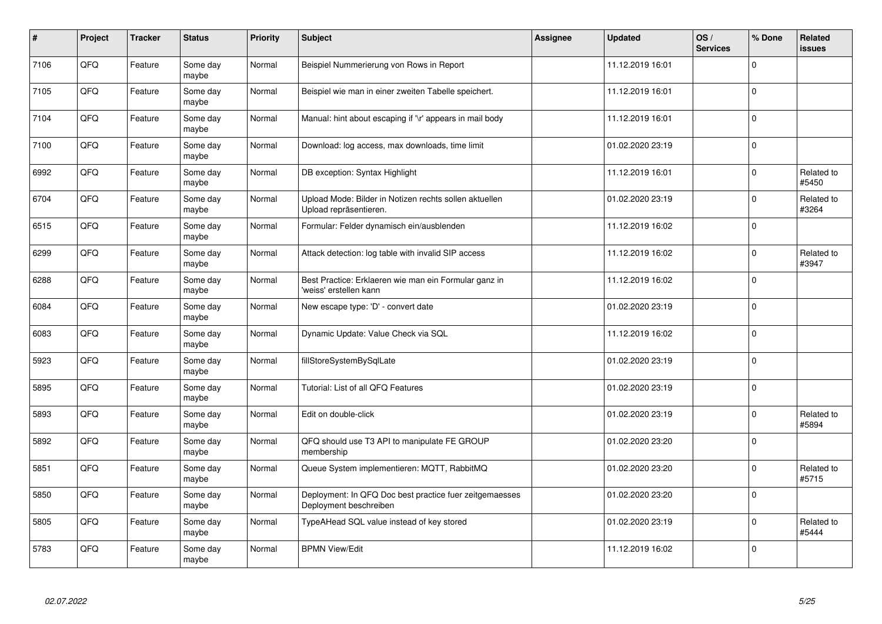| # | Project | Tracker | Status | Priority | Subject | Assignee | Updated | OS / Services | % Done | Related issues |
|---|---|---|---|---|---|---|---|---|---|---|
| 7106 | QFQ | Feature | Some day maybe | Normal | Beispiel Nummerierung von Rows in Report | | 11.12.2019 16:01 | | 0 | |
| 7105 | QFQ | Feature | Some day maybe | Normal | Beispiel wie man in einer zweiten Tabelle speichert. | | 11.12.2019 16:01 | | 0 | |
| 7104 | QFQ | Feature | Some day maybe | Normal | Manual: hint about escaping if '\r' appears in mail body | | 11.12.2019 16:01 | | 0 | |
| 7100 | QFQ | Feature | Some day maybe | Normal | Download: log access, max downloads, time limit | | 01.02.2020 23:19 | | 0 | |
| 6992 | QFQ | Feature | Some day maybe | Normal | DB exception: Syntax Highlight | | 11.12.2019 16:01 | | 0 | Related to #5450 |
| 6704 | QFQ | Feature | Some day maybe | Normal | Upload Mode: Bilder in Notizen rechts sollen aktuellen Upload repräsentieren. | | 01.02.2020 23:19 | | 0 | Related to #3264 |
| 6515 | QFQ | Feature | Some day maybe | Normal | Formular: Felder dynamisch ein/ausblenden | | 11.12.2019 16:02 | | 0 | |
| 6299 | QFQ | Feature | Some day maybe | Normal | Attack detection: log table with invalid SIP access | | 11.12.2019 16:02 | | 0 | Related to #3947 |
| 6288 | QFQ | Feature | Some day maybe | Normal | Best Practice: Erklaeren wie man ein Formular ganz in 'weiss' erstellen kann | | 11.12.2019 16:02 | | 0 | |
| 6084 | QFQ | Feature | Some day maybe | Normal | New escape type: 'D' - convert date | | 01.02.2020 23:19 | | 0 | |
| 6083 | QFQ | Feature | Some day maybe | Normal | Dynamic Update: Value Check via SQL | | 11.12.2019 16:02 | | 0 | |
| 5923 | QFQ | Feature | Some day maybe | Normal | fillStoreSystemBySqlLate | | 01.02.2020 23:19 | | 0 | |
| 5895 | QFQ | Feature | Some day maybe | Normal | Tutorial: List of all QFQ Features | | 01.02.2020 23:19 | | 0 | |
| 5893 | QFQ | Feature | Some day maybe | Normal | Edit on double-click | | 01.02.2020 23:19 | | 0 | Related to #5894 |
| 5892 | QFQ | Feature | Some day maybe | Normal | QFQ should use T3 API to manipulate FE GROUP membership | | 01.02.2020 23:20 | | 0 | |
| 5851 | QFQ | Feature | Some day maybe | Normal | Queue System implementieren: MQTT, RabbitMQ | | 01.02.2020 23:20 | | 0 | Related to #5715 |
| 5850 | QFQ | Feature | Some day maybe | Normal | Deployment: In QFQ Doc best practice fuer zeitgemaesses Deployment beschreiben | | 01.02.2020 23:20 | | 0 | |
| 5805 | QFQ | Feature | Some day maybe | Normal | TypeAHead SQL value instead of key stored | | 01.02.2020 23:19 | | 0 | Related to #5444 |
| 5783 | QFQ | Feature | Some day maybe | Normal | BPMN View/Edit | | 11.12.2019 16:02 | | 0 | |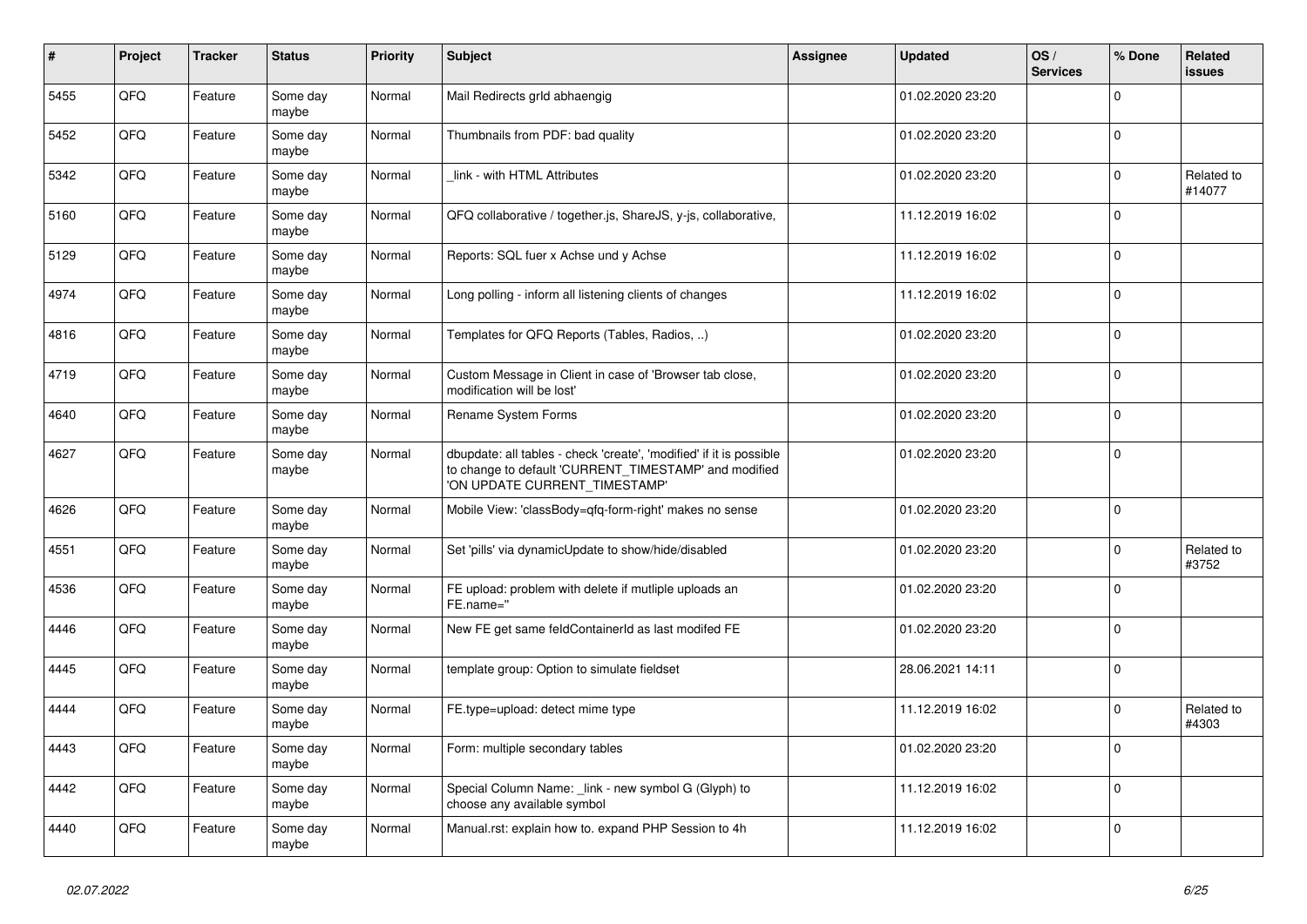| # | Project | Tracker | Status | Priority | Subject | Assignee | Updated | OS / Services | % Done | Related issues |
|---|---|---|---|---|---|---|---|---|---|---|
| 5455 | QFQ | Feature | Some day maybe | Normal | Mail Redirects grld abhaengig | | 01.02.2020 23:20 | | 0 | |
| 5452 | QFQ | Feature | Some day maybe | Normal | Thumbnails from PDF: bad quality | | 01.02.2020 23:20 | | 0 | |
| 5342 | QFQ | Feature | Some day maybe | Normal | _link - with HTML Attributes | | 01.02.2020 23:20 | | 0 | Related to #14077 |
| 5160 | QFQ | Feature | Some day maybe | Normal | QFQ collaborative / together.js, ShareJS, y-js, collaborative, | | 11.12.2019 16:02 | | 0 | |
| 5129 | QFQ | Feature | Some day maybe | Normal | Reports: SQL fuer x Achse und y Achse | | 11.12.2019 16:02 | | 0 | |
| 4974 | QFQ | Feature | Some day maybe | Normal | Long polling - inform all listening clients of changes | | 11.12.2019 16:02 | | 0 | |
| 4816 | QFQ | Feature | Some day maybe | Normal | Templates for QFQ Reports (Tables, Radios, ..) | | 01.02.2020 23:20 | | 0 | |
| 4719 | QFQ | Feature | Some day maybe | Normal | Custom Message in Client in case of 'Browser tab close, modification will be lost' | | 01.02.2020 23:20 | | 0 | |
| 4640 | QFQ | Feature | Some day maybe | Normal | Rename System Forms | | 01.02.2020 23:20 | | 0 | |
| 4627 | QFQ | Feature | Some day maybe | Normal | dbupdate: all tables - check 'create', 'modified' if it is possible to change to default 'CURRENT_TIMESTAMP' and modified 'ON UPDATE CURRENT_TIMESTAMP' | | 01.02.2020 23:20 | | 0 | |
| 4626 | QFQ | Feature | Some day maybe | Normal | Mobile View: 'classBody=qfq-form-right' makes no sense | | 01.02.2020 23:20 | | 0 | |
| 4551 | QFQ | Feature | Some day maybe | Normal | Set 'pills' via dynamicUpdate to show/hide/disabled | | 01.02.2020 23:20 | | 0 | Related to #3752 |
| 4536 | QFQ | Feature | Some day maybe | Normal | FE upload: problem with delete if mutliple uploads an FE.name=" | | 01.02.2020 23:20 | | 0 | |
| 4446 | QFQ | Feature | Some day maybe | Normal | New FE get same feldContainerId as last modifed FE | | 01.02.2020 23:20 | | 0 | |
| 4445 | QFQ | Feature | Some day maybe | Normal | template group: Option to simulate fieldset | | 28.06.2021 14:11 | | 0 | |
| 4444 | QFQ | Feature | Some day maybe | Normal | FE.type=upload: detect mime type | | 11.12.2019 16:02 | | 0 | Related to #4303 |
| 4443 | QFQ | Feature | Some day maybe | Normal | Form: multiple secondary tables | | 01.02.2020 23:20 | | 0 | |
| 4442 | QFQ | Feature | Some day maybe | Normal | Special Column Name: _link - new symbol G (Glyph) to choose any available symbol | | 11.12.2019 16:02 | | 0 | |
| 4440 | QFQ | Feature | Some day maybe | Normal | Manual.rst: explain how to. expand PHP Session to 4h | | 11.12.2019 16:02 | | 0 | |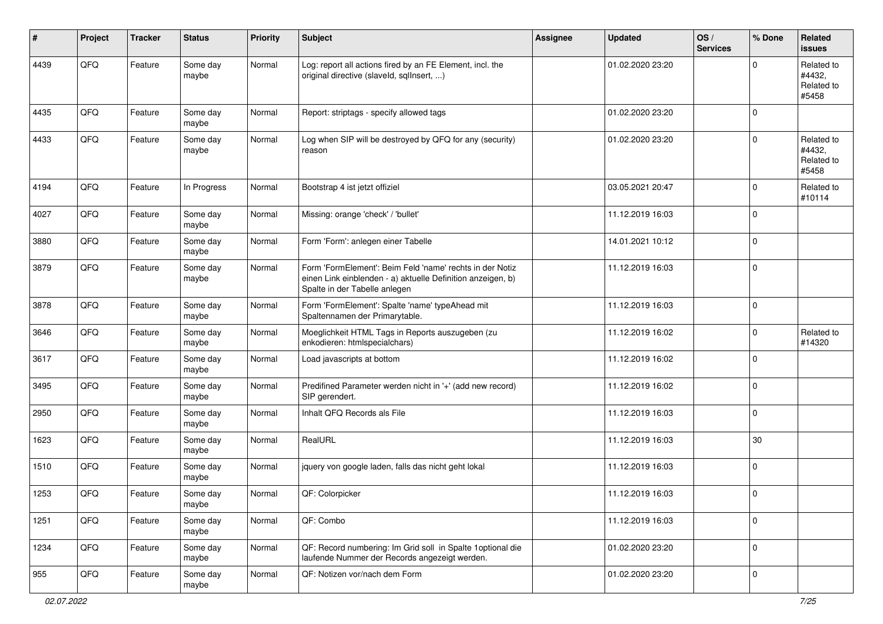| # | Project | Tracker | Status | Priority | Subject | Assignee | Updated | OS / Services | % Done | Related issues |
|---|---|---|---|---|---|---|---|---|---|---|
| 4439 | QFQ | Feature | Some day maybe | Normal | Log: report all actions fired by an FE Element, incl. the original directive (slaveId, sqlInsert, ...) | | 01.02.2020 23:20 | | 0 | Related to #4432, Related to #5458 |
| 4435 | QFQ | Feature | Some day maybe | Normal | Report: striptags - specify allowed tags | | 01.02.2020 23:20 | | 0 | |
| 4433 | QFQ | Feature | Some day maybe | Normal | Log when SIP will be destroyed by QFQ for any (security) reason | | 01.02.2020 23:20 | | 0 | Related to #4432, Related to #5458 |
| 4194 | QFQ | Feature | In Progress | Normal | Bootstrap 4 ist jetzt offiziel | | 03.05.2021 20:47 | | 0 | Related to #10114 |
| 4027 | QFQ | Feature | Some day maybe | Normal | Missing: orange 'check' / 'bullet' | | 11.12.2019 16:03 | | 0 | |
| 3880 | QFQ | Feature | Some day maybe | Normal | Form 'Form': anlegen einer Tabelle | | 14.01.2021 10:12 | | 0 | |
| 3879 | QFQ | Feature | Some day maybe | Normal | Form 'FormElement': Beim Feld 'name' rechts in der Notiz einen Link einblenden - a) aktuelle Definition anzeigen, b) Spalte in der Tabelle anlegen | | 11.12.2019 16:03 | | 0 | |
| 3878 | QFQ | Feature | Some day maybe | Normal | Form 'FormElement': Spalte 'name' typeAhead mit Spaltennamen der Primarytable. | | 11.12.2019 16:03 | | 0 | |
| 3646 | QFQ | Feature | Some day maybe | Normal | Moeglichkeit HTML Tags in Reports auszugeben (zu enkodieren: htmlspecialchars) | | 11.12.2019 16:02 | | 0 | Related to #14320 |
| 3617 | QFQ | Feature | Some day maybe | Normal | Load javascripts at bottom | | 11.12.2019 16:02 | | 0 | |
| 3495 | QFQ | Feature | Some day maybe | Normal | Predifined Parameter werden nicht in '+' (add new record) SIP gerendert. | | 11.12.2019 16:02 | | 0 | |
| 2950 | QFQ | Feature | Some day maybe | Normal | Inhalt QFQ Records als File | | 11.12.2019 16:03 | | 0 | |
| 1623 | QFQ | Feature | Some day maybe | Normal | RealURL | | 11.12.2019 16:03 | | 30 | |
| 1510 | QFQ | Feature | Some day maybe | Normal | jquery von google laden, falls das nicht geht lokal | | 11.12.2019 16:03 | | 0 | |
| 1253 | QFQ | Feature | Some day maybe | Normal | QF: Colorpicker | | 11.12.2019 16:03 | | 0 | |
| 1251 | QFQ | Feature | Some day maybe | Normal | QF: Combo | | 11.12.2019 16:03 | | 0 | |
| 1234 | QFQ | Feature | Some day maybe | Normal | QF: Record numbering: Im Grid soll in Spalte 1optional die laufende Nummer der Records angezeigt werden. | | 01.02.2020 23:20 | | 0 | |
| 955 | QFQ | Feature | Some day maybe | Normal | QF: Notizen vor/nach dem Form | | 01.02.2020 23:20 | | 0 | |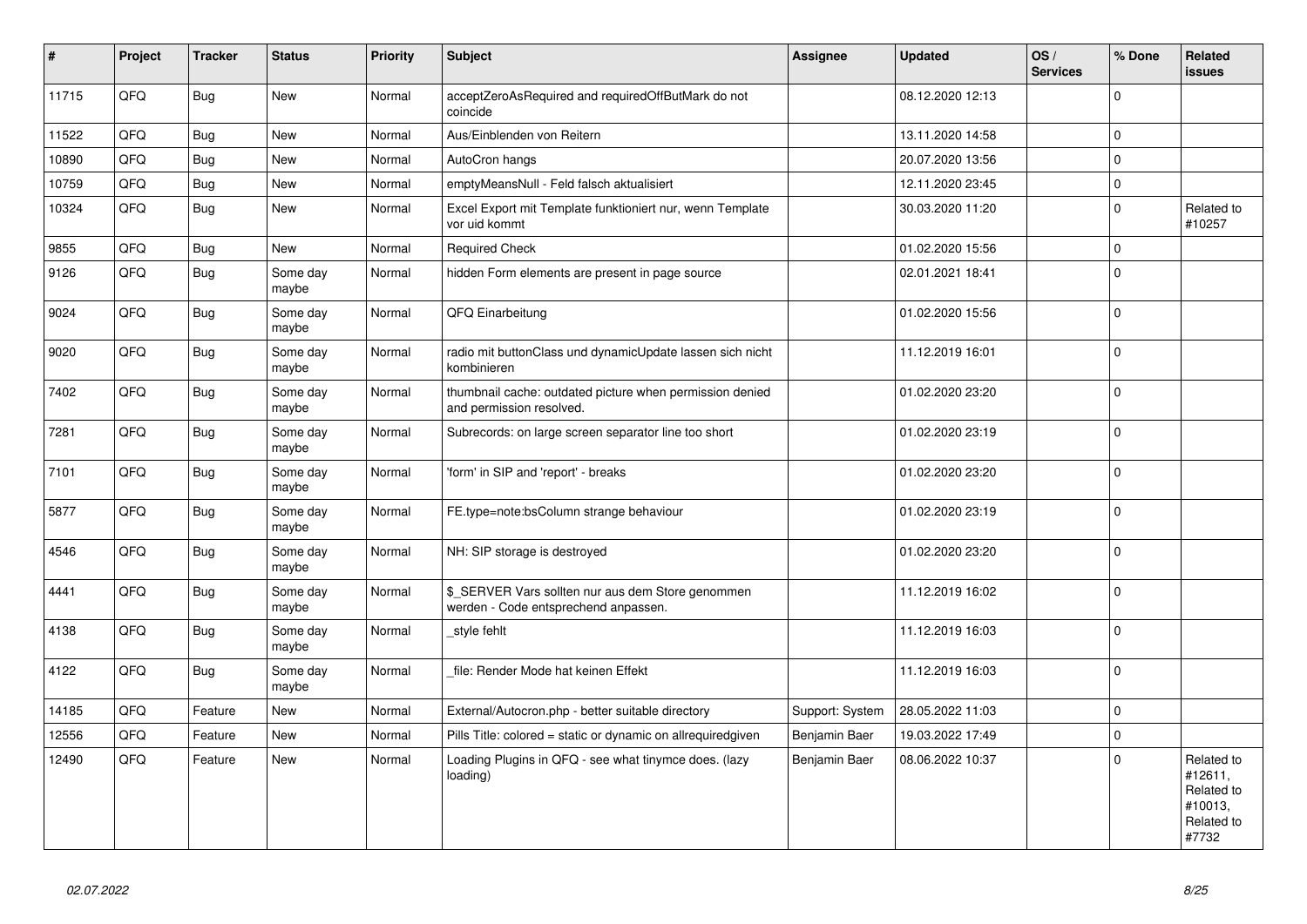| # | Project | Tracker | Status | Priority | Subject | Assignee | Updated | OS / Services | % Done | Related issues |
|---|---|---|---|---|---|---|---|---|---|---|
| 11715 | QFQ | Bug | New | Normal | acceptZeroAsRequired and requiredOffButMark do not coincide | | 08.12.2020 12:13 | | 0 | |
| 11522 | QFQ | Bug | New | Normal | Aus/Einblenden von Reitern | | 13.11.2020 14:58 | | 0 | |
| 10890 | QFQ | Bug | New | Normal | AutoCron hangs | | 20.07.2020 13:56 | | 0 | |
| 10759 | QFQ | Bug | New | Normal | emptyMeansNull - Feld falsch aktualisiert | | 12.11.2020 23:45 | | 0 | |
| 10324 | QFQ | Bug | New | Normal | Excel Export mit Template funktioniert nur, wenn Template vor uid kommt | | 30.03.2020 11:20 | | 0 | Related to #10257 |
| 9855 | QFQ | Bug | New | Normal | Required Check | | 01.02.2020 15:56 | | 0 | |
| 9126 | QFQ | Bug | Some day maybe | Normal | hidden Form elements are present in page source | | 02.01.2021 18:41 | | 0 | |
| 9024 | QFQ | Bug | Some day maybe | Normal | QFQ Einarbeitung | | 01.02.2020 15:56 | | 0 | |
| 9020 | QFQ | Bug | Some day maybe | Normal | radio mit buttonClass und dynamicUpdate lassen sich nicht kombinieren | | 11.12.2019 16:01 | | 0 | |
| 7402 | QFQ | Bug | Some day maybe | Normal | thumbnail cache: outdated picture when permission denied and permission resolved. | | 01.02.2020 23:20 | | 0 | |
| 7281 | QFQ | Bug | Some day maybe | Normal | Subrecords: on large screen separator line too short | | 01.02.2020 23:19 | | 0 | |
| 7101 | QFQ | Bug | Some day maybe | Normal | 'form' in SIP and 'report' - breaks | | 01.02.2020 23:20 | | 0 | |
| 5877 | QFQ | Bug | Some day maybe | Normal | FE.type=note:bsColumn strange behaviour | | 01.02.2020 23:19 | | 0 | |
| 4546 | QFQ | Bug | Some day maybe | Normal | NH: SIP storage is destroyed | | 01.02.2020 23:20 | | 0 | |
| 4441 | QFQ | Bug | Some day maybe | Normal | $_SERVER Vars sollten nur aus dem Store genommen werden - Code entsprechend anpassen. | | 11.12.2019 16:02 | | 0 | |
| 4138 | QFQ | Bug | Some day maybe | Normal | _style fehlt | | 11.12.2019 16:03 | | 0 | |
| 4122 | QFQ | Bug | Some day maybe | Normal | _file: Render Mode hat keinen Effekt | | 11.12.2019 16:03 | | 0 | |
| 14185 | QFQ | Feature | New | Normal | External/Autocron.php - better suitable directory | Support: System | 28.05.2022 11:03 | | 0 | |
| 12556 | QFQ | Feature | New | Normal | Pills Title: colored = static or dynamic on allrequiredgiven | Benjamin Baer | 19.03.2022 17:49 | | 0 | |
| 12490 | QFQ | Feature | New | Normal | Loading Plugins in QFQ - see what tinymce does. (lazy loading) | Benjamin Baer | 08.06.2022 10:37 | | 0 | Related to #12611, Related to #10013, Related to #7732 |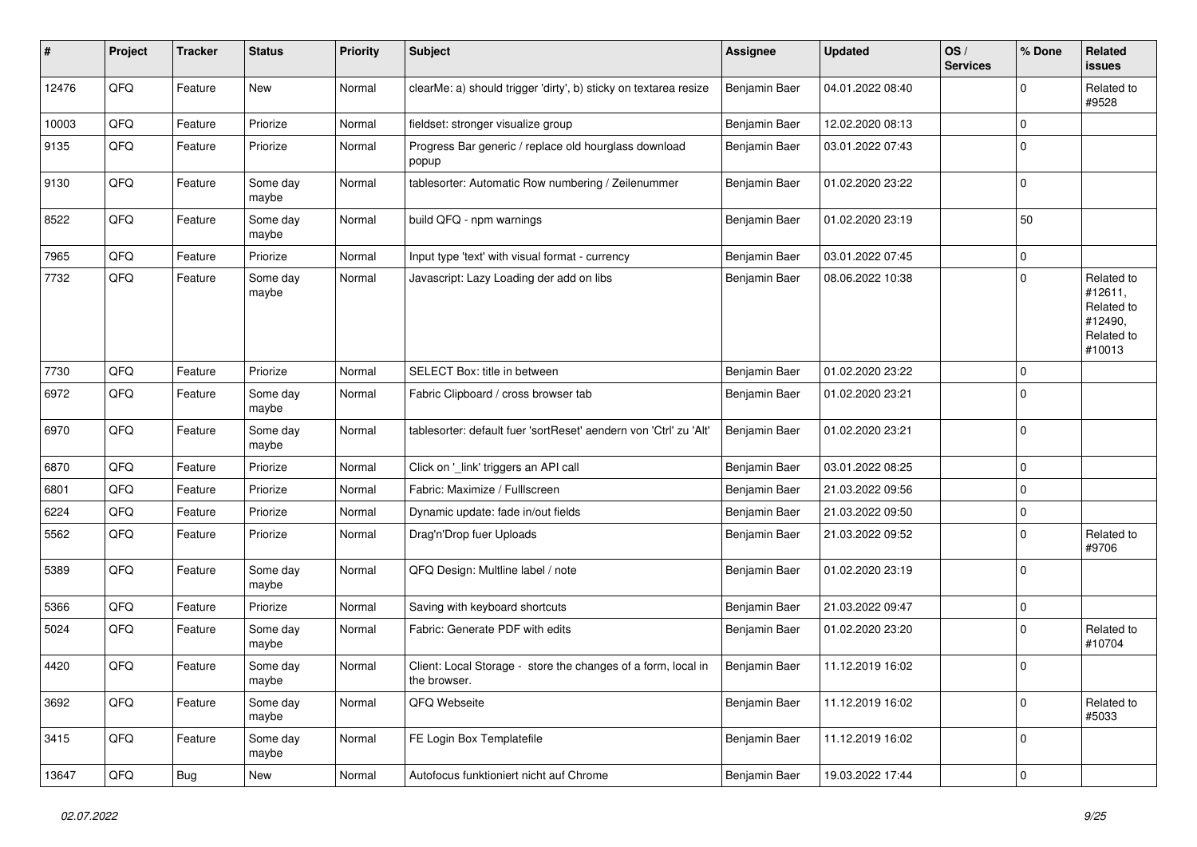| # | Project | Tracker | Status | Priority | Subject | Assignee | Updated | OS / Services | % Done | Related issues |
|---|---|---|---|---|---|---|---|---|---|---|
| 12476 | QFQ | Feature | New | Normal | clearMe: a) should trigger 'dirty', b) sticky on textarea resize | Benjamin Baer | 04.01.2022 08:40 | | 0 | Related to #9528 |
| 10003 | QFQ | Feature | Priorize | Normal | fieldset: stronger visualize group | Benjamin Baer | 12.02.2020 08:13 | | 0 | |
| 9135 | QFQ | Feature | Priorize | Normal | Progress Bar generic / replace old hourglass download popup | Benjamin Baer | 03.01.2022 07:43 | | 0 | |
| 9130 | QFQ | Feature | Some day maybe | Normal | tablesorter: Automatic Row numbering / Zeilenummer | Benjamin Baer | 01.02.2020 23:22 | | 0 | |
| 8522 | QFQ | Feature | Some day maybe | Normal | build QFQ - npm warnings | Benjamin Baer | 01.02.2020 23:19 | | 50 | |
| 7965 | QFQ | Feature | Priorize | Normal | Input type 'text' with visual format - currency | Benjamin Baer | 03.01.2022 07:45 | | 0 | |
| 7732 | QFQ | Feature | Some day maybe | Normal | Javascript: Lazy Loading der add on libs | Benjamin Baer | 08.06.2022 10:38 | | 0 | Related to #12611, Related to #12490, Related to #10013 |
| 7730 | QFQ | Feature | Priorize | Normal | SELECT Box: title in between | Benjamin Baer | 01.02.2020 23:22 | | 0 | |
| 6972 | QFQ | Feature | Some day maybe | Normal | Fabric Clipboard / cross browser tab | Benjamin Baer | 01.02.2020 23:21 | | 0 | |
| 6970 | QFQ | Feature | Some day maybe | Normal | tablesorter: default fuer 'sortReset' aendern von 'Ctrl' zu 'Alt' | Benjamin Baer | 01.02.2020 23:21 | | 0 | |
| 6870 | QFQ | Feature | Priorize | Normal | Click on '_link' triggers an API call | Benjamin Baer | 03.01.2022 08:25 | | 0 | |
| 6801 | QFQ | Feature | Priorize | Normal | Fabric: Maximize / FullIscreen | Benjamin Baer | 21.03.2022 09:56 | | 0 | |
| 6224 | QFQ | Feature | Priorize | Normal | Dynamic update: fade in/out fields | Benjamin Baer | 21.03.2022 09:50 | | 0 | |
| 5562 | QFQ | Feature | Priorize | Normal | Drag'n'Drop fuer Uploads | Benjamin Baer | 21.03.2022 09:52 | | 0 | Related to #9706 |
| 5389 | QFQ | Feature | Some day maybe | Normal | QFQ Design: Multline label / note | Benjamin Baer | 01.02.2020 23:19 | | 0 | |
| 5366 | QFQ | Feature | Priorize | Normal | Saving with keyboard shortcuts | Benjamin Baer | 21.03.2022 09:47 | | 0 | |
| 5024 | QFQ | Feature | Some day maybe | Normal | Fabric: Generate PDF with edits | Benjamin Baer | 01.02.2020 23:20 | | 0 | Related to #10704 |
| 4420 | QFQ | Feature | Some day maybe | Normal | Client: Local Storage - store the changes of a form, local in the browser. | Benjamin Baer | 11.12.2019 16:02 | | 0 | |
| 3692 | QFQ | Feature | Some day maybe | Normal | QFQ Webseite | Benjamin Baer | 11.12.2019 16:02 | | 0 | Related to #5033 |
| 3415 | QFQ | Feature | Some day maybe | Normal | FE Login Box Templatefile | Benjamin Baer | 11.12.2019 16:02 | | 0 | |
| 13647 | QFQ | Bug | New | Normal | Autofocus funktioniert nicht auf Chrome | Benjamin Baer | 19.03.2022 17:44 | | 0 | |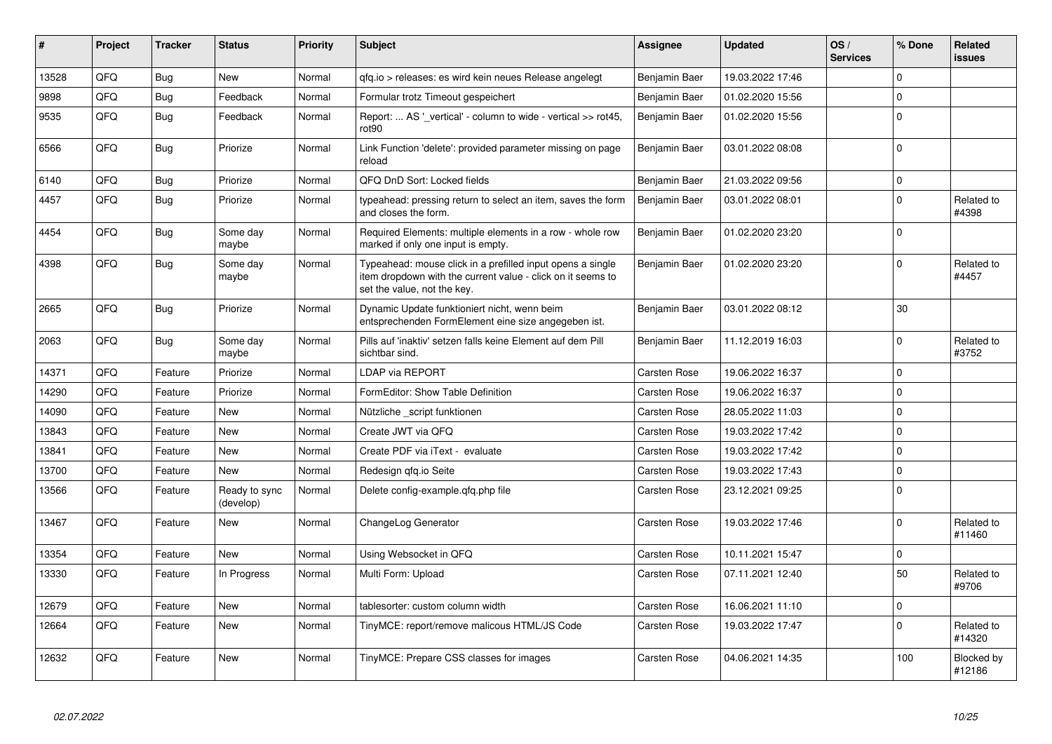| # | Project | Tracker | Status | Priority | Subject | Assignee | Updated | OS / Services | % Done | Related issues |
|---|---|---|---|---|---|---|---|---|---|---|
| 13528 | QFQ | Bug | New | Normal | qfq.io > releases: es wird kein neues Release angelegt | Benjamin Baer | 19.03.2022 17:46 | | 0 | |
| 9898 | QFQ | Bug | Feedback | Normal | Formular trotz Timeout gespeichert | Benjamin Baer | 01.02.2020 15:56 | | 0 | |
| 9535 | QFQ | Bug | Feedback | Normal | Report: ... AS '_vertical' - column to wide - vertical >> rot45, rot90 | Benjamin Baer | 01.02.2020 15:56 | | 0 | |
| 6566 | QFQ | Bug | Priorize | Normal | Link Function 'delete': provided parameter missing on page reload | Benjamin Baer | 03.01.2022 08:08 | | 0 | |
| 6140 | QFQ | Bug | Priorize | Normal | QFQ DnD Sort: Locked fields | Benjamin Baer | 21.03.2022 09:56 | | 0 | |
| 4457 | QFQ | Bug | Priorize | Normal | typeahead: pressing return to select an item, saves the form and closes the form. | Benjamin Baer | 03.01.2022 08:01 | | 0 | Related to #4398 |
| 4454 | QFQ | Bug | Some day maybe | Normal | Required Elements: multiple elements in a row - whole row marked if only one input is empty. | Benjamin Baer | 01.02.2020 23:20 | | 0 | |
| 4398 | QFQ | Bug | Some day maybe | Normal | Typeahead: mouse click in a prefilled input opens a single item dropdown with the current value - click on it seems to set the value, not the key. | Benjamin Baer | 01.02.2020 23:20 | | 0 | Related to #4457 |
| 2665 | QFQ | Bug | Priorize | Normal | Dynamic Update funktioniert nicht, wenn beim entsprechenden FormElement eine size angegeben ist. | Benjamin Baer | 03.01.2022 08:12 | | 30 | |
| 2063 | QFQ | Bug | Some day maybe | Normal | Pills auf 'inaktiv' setzen falls keine Element auf dem Pill sichtbar sind. | Benjamin Baer | 11.12.2019 16:03 | | 0 | Related to #3752 |
| 14371 | QFQ | Feature | Priorize | Normal | LDAP via REPORT | Carsten Rose | 19.06.2022 16:37 | | 0 | |
| 14290 | QFQ | Feature | Priorize | Normal | FormEditor: Show Table Definition | Carsten Rose | 19.06.2022 16:37 | | 0 | |
| 14090 | QFQ | Feature | New | Normal | Nützliche _script funktionen | Carsten Rose | 28.05.2022 11:03 | | 0 | |
| 13843 | QFQ | Feature | New | Normal | Create JWT via QFQ | Carsten Rose | 19.03.2022 17:42 | | 0 | |
| 13841 | QFQ | Feature | New | Normal | Create PDF via iText - evaluate | Carsten Rose | 19.03.2022 17:42 | | 0 | |
| 13700 | QFQ | Feature | New | Normal | Redesign qfq.io Seite | Carsten Rose | 19.03.2022 17:43 | | 0 | |
| 13566 | QFQ | Feature | Ready to sync (develop) | Normal | Delete config-example.qfq.php file | Carsten Rose | 23.12.2021 09:25 | | 0 | |
| 13467 | QFQ | Feature | New | Normal | ChangeLog Generator | Carsten Rose | 19.03.2022 17:46 | | 0 | Related to #11460 |
| 13354 | QFQ | Feature | New | Normal | Using Websocket in QFQ | Carsten Rose | 10.11.2021 15:47 | | 0 | |
| 13330 | QFQ | Feature | In Progress | Normal | Multi Form: Upload | Carsten Rose | 07.11.2021 12:40 | | 50 | Related to #9706 |
| 12679 | QFQ | Feature | New | Normal | tablesorter: custom column width | Carsten Rose | 16.06.2021 11:10 | | 0 | |
| 12664 | QFQ | Feature | New | Normal | TinyMCE: report/remove malicous HTML/JS Code | Carsten Rose | 19.03.2022 17:47 | | 0 | Related to #14320 |
| 12632 | QFQ | Feature | New | Normal | TinyMCE: Prepare CSS classes for images | Carsten Rose | 04.06.2021 14:35 | | 100 | Blocked by #12186 |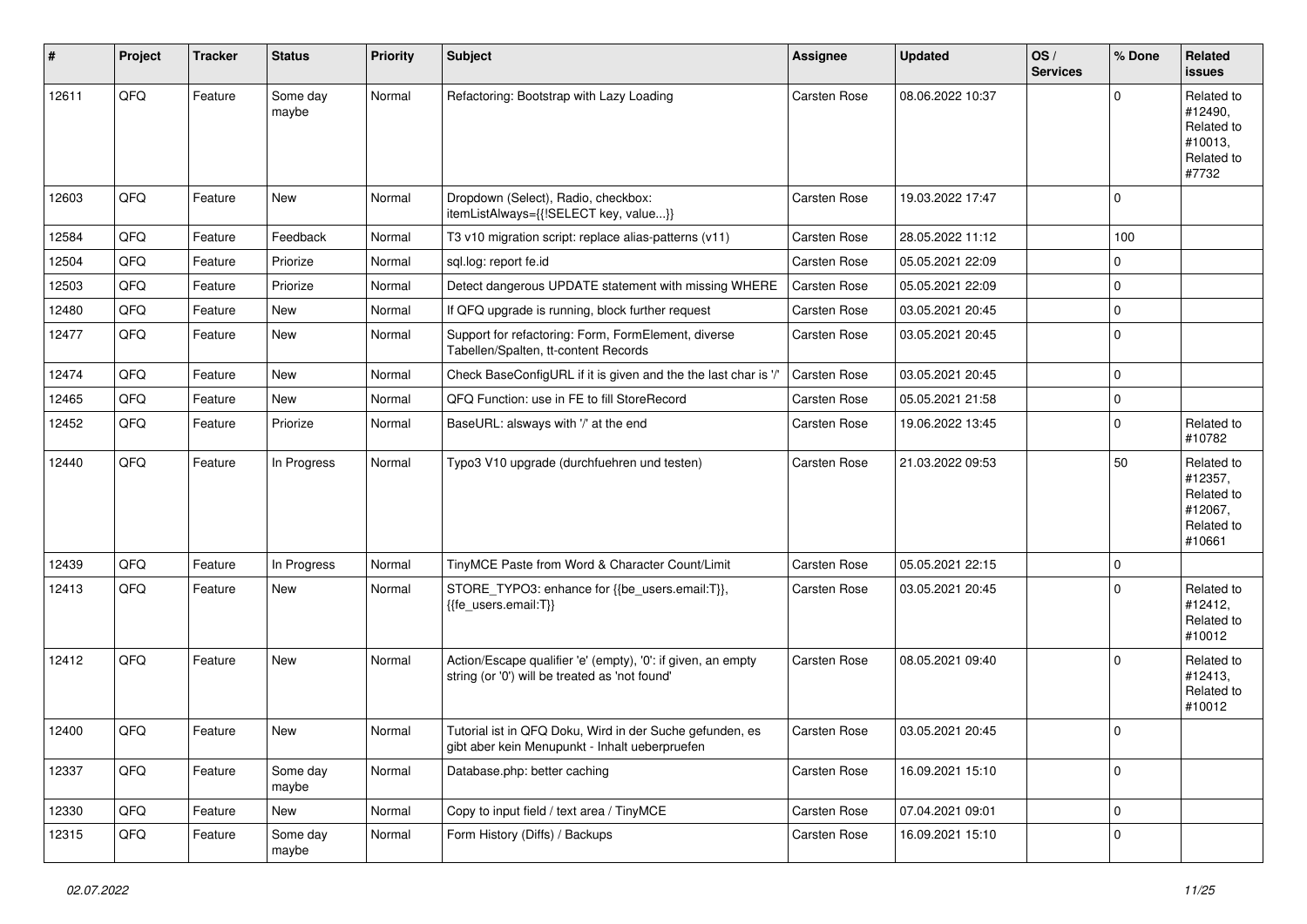| # | Project | Tracker | Status | Priority | Subject | Assignee | Updated | OS / Services | % Done | Related issues |
|---|---|---|---|---|---|---|---|---|---|---|
| 12611 | QFQ | Feature | Some day maybe | Normal | Refactoring: Bootstrap with Lazy Loading | Carsten Rose | 08.06.2022 10:37 | | 0 | Related to #12490, Related to #10013, Related to #7732 |
| 12603 | QFQ | Feature | New | Normal | Dropdown (Select), Radio, checkbox: itemListAlways={{!SELECT key, value...}} | Carsten Rose | 19.03.2022 17:47 | | 0 | |
| 12584 | QFQ | Feature | Feedback | Normal | T3 v10 migration script: replace alias-patterns (v11) | Carsten Rose | 28.05.2022 11:12 | | 100 | |
| 12504 | QFQ | Feature | Priorize | Normal | sql.log: report fe.id | Carsten Rose | 05.05.2021 22:09 | | 0 | |
| 12503 | QFQ | Feature | Priorize | Normal | Detect dangerous UPDATE statement with missing WHERE | Carsten Rose | 05.05.2021 22:09 | | 0 | |
| 12480 | QFQ | Feature | New | Normal | If QFQ upgrade is running, block further request | Carsten Rose | 03.05.2021 20:45 | | 0 | |
| 12477 | QFQ | Feature | New | Normal | Support for refactoring: Form, FormElement, diverse Tabellen/Spalten, tt-content Records | Carsten Rose | 03.05.2021 20:45 | | 0 | |
| 12474 | QFQ | Feature | New | Normal | Check BaseConfigURL if it is given and the the last char is '/' | Carsten Rose | 03.05.2021 20:45 | | 0 | |
| 12465 | QFQ | Feature | New | Normal | QFQ Function: use in FE to fill StoreRecord | Carsten Rose | 05.05.2021 21:58 | | 0 | |
| 12452 | QFQ | Feature | Priorize | Normal | BaseURL: alsways with '/' at the end | Carsten Rose | 19.06.2022 13:45 | | 0 | Related to #10782 |
| 12440 | QFQ | Feature | In Progress | Normal | Typo3 V10 upgrade (durchfuehren und testen) | Carsten Rose | 21.03.2022 09:53 | | 50 | Related to #12357, Related to #12067, Related to #10661 |
| 12439 | QFQ | Feature | In Progress | Normal | TinyMCE Paste from Word & Character Count/Limit | Carsten Rose | 05.05.2021 22:15 | | 0 | |
| 12413 | QFQ | Feature | New | Normal | STORE_TYPO3: enhance for {{be_users.email:T}}, {{fe_users.email:T}} | Carsten Rose | 03.05.2021 20:45 | | 0 | Related to #12412, Related to #10012 |
| 12412 | QFQ | Feature | New | Normal | Action/Escape qualifier 'e' (empty), '0': if given, an empty string (or '0') will be treated as 'not found' | Carsten Rose | 08.05.2021 09:40 | | 0 | Related to #12413, Related to #10012 |
| 12400 | QFQ | Feature | New | Normal | Tutorial ist in QFQ Doku, Wird in der Suche gefunden, es gibt aber kein Menupunkt - Inhalt ueberpruefen | Carsten Rose | 03.05.2021 20:45 | | 0 | |
| 12337 | QFQ | Feature | Some day maybe | Normal | Database.php: better caching | Carsten Rose | 16.09.2021 15:10 | | 0 | |
| 12330 | QFQ | Feature | New | Normal | Copy to input field / text area / TinyMCE | Carsten Rose | 07.04.2021 09:01 | | 0 | |
| 12315 | QFQ | Feature | Some day maybe | Normal | Form History (Diffs) / Backups | Carsten Rose | 16.09.2021 15:10 | | 0 | |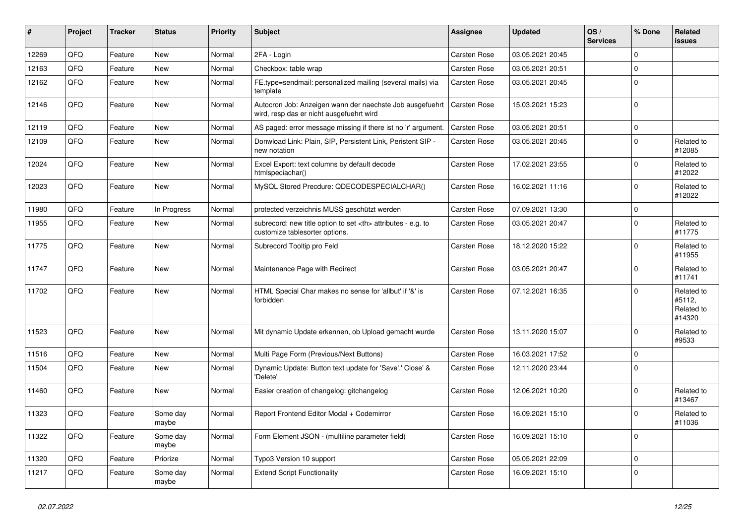| # | Project | Tracker | Status | Priority | Subject | Assignee | Updated | OS / Services | % Done | Related issues |
|---|---|---|---|---|---|---|---|---|---|---|
| 12269 | QFQ | Feature | New | Normal | 2FA - Login | Carsten Rose | 03.05.2021 20:45 | | 0 | |
| 12163 | QFQ | Feature | New | Normal | Checkbox: table wrap | Carsten Rose | 03.05.2021 20:51 | | 0 | |
| 12162 | QFQ | Feature | New | Normal | FE.type=sendmail: personalized mailing (several mails) via template | Carsten Rose | 03.05.2021 20:45 | | 0 | |
| 12146 | QFQ | Feature | New | Normal | Autocron Job: Anzeigen wann der naechste Job ausgefuehrt wird, resp das er nicht ausgefuehrt wird | Carsten Rose | 15.03.2021 15:23 | | 0 | |
| 12119 | QFQ | Feature | New | Normal | AS paged: error message missing if there ist no 'r' argument. | Carsten Rose | 03.05.2021 20:51 | | 0 | |
| 12109 | QFQ | Feature | New | Normal | Donwload Link: Plain, SIP, Persistent Link, Peristent SIP - new notation | Carsten Rose | 03.05.2021 20:45 | | 0 | Related to #12085 |
| 12024 | QFQ | Feature | New | Normal | Excel Export: text columns by default decode htmlspeciachar() | Carsten Rose | 17.02.2021 23:55 | | 0 | Related to #12022 |
| 12023 | QFQ | Feature | New | Normal | MySQL Stored Precdure: QDECODESPECIALCHAR() | Carsten Rose | 16.02.2021 11:16 | | 0 | Related to #12022 |
| 11980 | QFQ | Feature | In Progress | Normal | protected verzeichnis MUSS geschützt werden | Carsten Rose | 07.09.2021 13:30 | | 0 | |
| 11955 | QFQ | Feature | New | Normal | subrecord: new title option to set <th> attributes - e.g. to customize tablesorter options. | Carsten Rose | 03.05.2021 20:47 | | 0 | Related to #11775 |
| 11775 | QFQ | Feature | New | Normal | Subrecord Tooltip pro Feld | Carsten Rose | 18.12.2020 15:22 | | 0 | Related to #11955 |
| 11747 | QFQ | Feature | New | Normal | Maintenance Page with Redirect | Carsten Rose | 03.05.2021 20:47 | | 0 | Related to #11741 |
| 11702 | QFQ | Feature | New | Normal | HTML Special Char makes no sense for 'allbut' if '&' is forbidden | Carsten Rose | 07.12.2021 16:35 | | 0 | Related to #5112, Related to #14320 |
| 11523 | QFQ | Feature | New | Normal | Mit dynamic Update erkennen, ob Upload gemacht wurde | Carsten Rose | 13.11.2020 15:07 | | 0 | Related to #9533 |
| 11516 | QFQ | Feature | New | Normal | Multi Page Form (Previous/Next Buttons) | Carsten Rose | 16.03.2021 17:52 | | 0 | |
| 11504 | QFQ | Feature | New | Normal | Dynamic Update: Button text update for 'Save',' Close' & 'Delete' | Carsten Rose | 12.11.2020 23:44 | | 0 | |
| 11460 | QFQ | Feature | New | Normal | Easier creation of changelog: gitchangelog | Carsten Rose | 12.06.2021 10:20 | | 0 | Related to #13467 |
| 11323 | QFQ | Feature | Some day maybe | Normal | Report Frontend Editor Modal + Codemirror | Carsten Rose | 16.09.2021 15:10 | | 0 | Related to #11036 |
| 11322 | QFQ | Feature | Some day maybe | Normal | Form Element JSON - (multiline parameter field) | Carsten Rose | 16.09.2021 15:10 | | 0 | |
| 11320 | QFQ | Feature | Priorize | Normal | Typo3 Version 10 support | Carsten Rose | 05.05.2021 22:09 | | 0 | |
| 11217 | QFQ | Feature | Some day maybe | Normal | Extend Script Functionality | Carsten Rose | 16.09.2021 15:10 | | 0 | |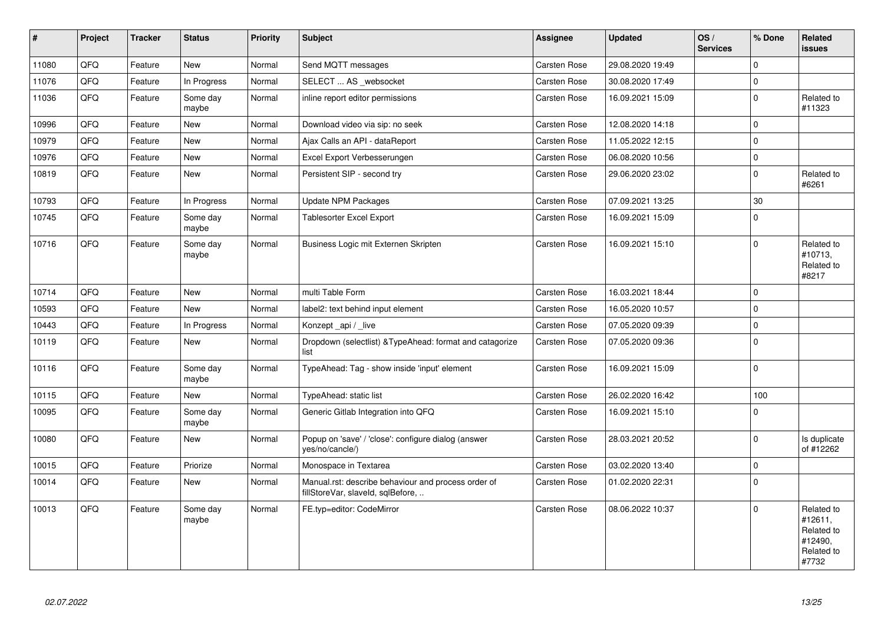| # | Project | Tracker | Status | Priority | Subject | Assignee | Updated | OS / Services | % Done | Related issues |
|---|---|---|---|---|---|---|---|---|---|---|
| 11080 | QFQ | Feature | New | Normal | Send MQTT messages | Carsten Rose | 29.08.2020 19:49 | | 0 | |
| 11076 | QFQ | Feature | In Progress | Normal | SELECT ... AS _websocket | Carsten Rose | 30.08.2020 17:49 | | 0 | |
| 11036 | QFQ | Feature | Some day maybe | Normal | inline report editor permissions | Carsten Rose | 16.09.2021 15:09 | | 0 | Related to #11323 |
| 10996 | QFQ | Feature | New | Normal | Download video via sip: no seek | Carsten Rose | 12.08.2020 14:18 | | 0 | |
| 10979 | QFQ | Feature | New | Normal | Ajax Calls an API - dataReport | Carsten Rose | 11.05.2022 12:15 | | 0 | |
| 10976 | QFQ | Feature | New | Normal | Excel Export Verbesserungen | Carsten Rose | 06.08.2020 10:56 | | 0 | |
| 10819 | QFQ | Feature | New | Normal | Persistent SIP - second try | Carsten Rose | 29.06.2020 23:02 | | 0 | Related to #6261 |
| 10793 | QFQ | Feature | In Progress | Normal | Update NPM Packages | Carsten Rose | 07.09.2021 13:25 | | 30 | |
| 10745 | QFQ | Feature | Some day maybe | Normal | Tablesorter Excel Export | Carsten Rose | 16.09.2021 15:09 | | 0 | |
| 10716 | QFQ | Feature | Some day maybe | Normal | Business Logic mit Externen Skripten | Carsten Rose | 16.09.2021 15:10 | | 0 | Related to #10713, Related to #8217 |
| 10714 | QFQ | Feature | New | Normal | multi Table Form | Carsten Rose | 16.03.2021 18:44 | | 0 | |
| 10593 | QFQ | Feature | New | Normal | label2: text behind input element | Carsten Rose | 16.05.2020 10:57 | | 0 | |
| 10443 | QFQ | Feature | In Progress | Normal | Konzept _api / _live | Carsten Rose | 07.05.2020 09:39 | | 0 | |
| 10119 | QFQ | Feature | New | Normal | Dropdown (selectlist) &TypeAhead: format and catagorize list | Carsten Rose | 07.05.2020 09:36 | | 0 | |
| 10116 | QFQ | Feature | Some day maybe | Normal | TypeAhead: Tag - show inside 'input' element | Carsten Rose | 16.09.2021 15:09 | | 0 | |
| 10115 | QFQ | Feature | New | Normal | TypeAhead: static list | Carsten Rose | 26.02.2020 16:42 | | 100 | |
| 10095 | QFQ | Feature | Some day maybe | Normal | Generic Gitlab Integration into QFQ | Carsten Rose | 16.09.2021 15:10 | | 0 | |
| 10080 | QFQ | Feature | New | Normal | Popup on 'save' / 'close': configure dialog (answer yes/no/cancle/) | Carsten Rose | 28.03.2021 20:52 | | 0 | Is duplicate of #12262 |
| 10015 | QFQ | Feature | Priorize | Normal | Monospace in Textarea | Carsten Rose | 03.02.2020 13:40 | | 0 | |
| 10014 | QFQ | Feature | New | Normal | Manual.rst: describe behaviour and process order of fillStoreVar, slaveId, sqlBefore, .. | Carsten Rose | 01.02.2020 22:31 | | 0 | |
| 10013 | QFQ | Feature | Some day maybe | Normal | FE.typ=editor: CodeMirror | Carsten Rose | 08.06.2022 10:37 | | 0 | Related to #12611, Related to #12490, Related to #7732 |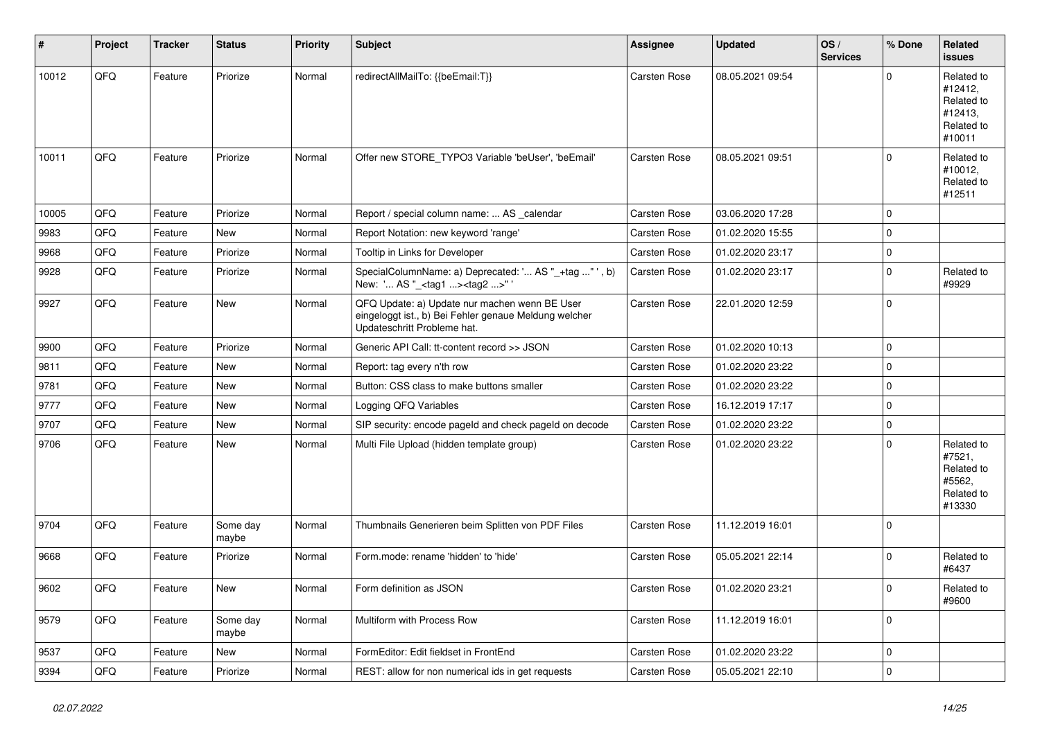| # | Project | Tracker | Status | Priority | Subject | Assignee | Updated | OS / Services | % Done | Related issues |
|---|---|---|---|---|---|---|---|---|---|---|
| 10012 | QFQ | Feature | Priorize | Normal | redirectAllMailTo: {{beEmail:T}} | Carsten Rose | 08.05.2021 09:54 | | 0 | Related to #12412, Related to #12413, Related to #10011 |
| 10011 | QFQ | Feature | Priorize | Normal | Offer new STORE_TYPO3 Variable 'beUser', 'beEmail' | Carsten Rose | 08.05.2021 09:51 | | 0 | Related to #10012, Related to #12511 |
| 10005 | QFQ | Feature | Priorize | Normal | Report / special column name: ... AS _calendar | Carsten Rose | 03.06.2020 17:28 | | 0 | |
| 9983 | QFQ | Feature | New | Normal | Report Notation: new keyword 'range' | Carsten Rose | 01.02.2020 15:55 | | 0 | |
| 9968 | QFQ | Feature | Priorize | Normal | Tooltip in Links for Developer | Carsten Rose | 01.02.2020 23:17 | | 0 | |
| 9928 | QFQ | Feature | Priorize | Normal | SpecialColumnName: a) Deprecated: '... AS "_+tag ..." ', b) New: '... AS "_<tag1 ...><tag2 ...>" ' | Carsten Rose | 01.02.2020 23:17 | | 0 | Related to #9929 |
| 9927 | QFQ | Feature | New | Normal | QFQ Update: a) Update nur machen wenn BE User eingeloggt ist., b) Bei Fehler genaue Meldung welcher Updateschritt Probleme hat. | Carsten Rose | 22.01.2020 12:59 | | 0 | |
| 9900 | QFQ | Feature | Priorize | Normal | Generic API Call: tt-content record >> JSON | Carsten Rose | 01.02.2020 10:13 | | 0 | |
| 9811 | QFQ | Feature | New | Normal | Report: tag every n'th row | Carsten Rose | 01.02.2020 23:22 | | 0 | |
| 9781 | QFQ | Feature | New | Normal | Button: CSS class to make buttons smaller | Carsten Rose | 01.02.2020 23:22 | | 0 | |
| 9777 | QFQ | Feature | New | Normal | Logging QFQ Variables | Carsten Rose | 16.12.2019 17:17 | | 0 | |
| 9707 | QFQ | Feature | New | Normal | SIP security: encode pageId and check pageId on decode | Carsten Rose | 01.02.2020 23:22 | | 0 | |
| 9706 | QFQ | Feature | New | Normal | Multi File Upload (hidden template group) | Carsten Rose | 01.02.2020 23:22 | | 0 | Related to #7521, Related to #5562, Related to #13330 |
| 9704 | QFQ | Feature | Some day maybe | Normal | Thumbnails Generieren beim Splitten von PDF Files | Carsten Rose | 11.12.2019 16:01 | | 0 | |
| 9668 | QFQ | Feature | Priorize | Normal | Form.mode: rename 'hidden' to 'hide' | Carsten Rose | 05.05.2021 22:14 | | 0 | Related to #6437 |
| 9602 | QFQ | Feature | New | Normal | Form definition as JSON | Carsten Rose | 01.02.2020 23:21 | | 0 | Related to #9600 |
| 9579 | QFQ | Feature | Some day maybe | Normal | Multiform with Process Row | Carsten Rose | 11.12.2019 16:01 | | 0 | |
| 9537 | QFQ | Feature | New | Normal | FormEditor: Edit fieldset in FrontEnd | Carsten Rose | 01.02.2020 23:22 | | 0 | |
| 9394 | QFQ | Feature | Priorize | Normal | REST: allow for non numerical ids in get requests | Carsten Rose | 05.05.2021 22:10 | | 0 | |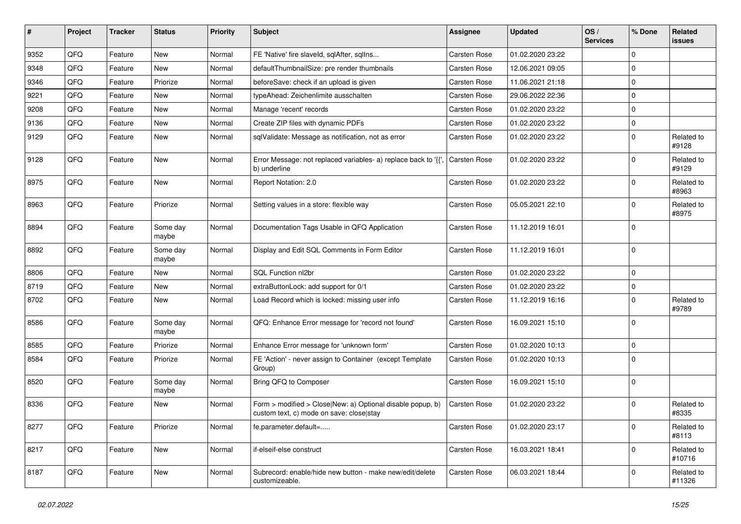| # | Project | Tracker | Status | Priority | Subject | Assignee | Updated | OS / Services | % Done | Related issues |
|---|---|---|---|---|---|---|---|---|---|---|
| 9352 | QFQ | Feature | New | Normal | FE 'Native' fire slaveId, sqlAfter, sqlIns... | Carsten Rose | 01.02.2020 23:22 | | 0 | |
| 9348 | QFQ | Feature | New | Normal | defaultThumbnailSize: pre render thumbnails | Carsten Rose | 12.06.2021 09:05 | | 0 | |
| 9346 | QFQ | Feature | Priorize | Normal | beforeSave: check if an upload is given | Carsten Rose | 11.06.2021 21:18 | | 0 | |
| 9221 | QFQ | Feature | New | Normal | typeAhead: Zeichenlimite ausschalten | Carsten Rose | 29.06.2022 22:36 | | 0 | |
| 9208 | QFQ | Feature | New | Normal | Manage 'recent' records | Carsten Rose | 01.02.2020 23:22 | | 0 | |
| 9136 | QFQ | Feature | New | Normal | Create ZIP files with dynamic PDFs | Carsten Rose | 01.02.2020 23:22 | | 0 | |
| 9129 | QFQ | Feature | New | Normal | sqlValidate: Message as notification, not as error | Carsten Rose | 01.02.2020 23:22 | | 0 | Related to #9128 |
| 9128 | QFQ | Feature | New | Normal | Error Message: not replaced variables- a) replace back to '{{', b) underline | Carsten Rose | 01.02.2020 23:22 | | 0 | Related to #9129 |
| 8975 | QFQ | Feature | New | Normal | Report Notation: 2.0 | Carsten Rose | 01.02.2020 23:22 | | 0 | Related to #8963 |
| 8963 | QFQ | Feature | Priorize | Normal | Setting values in a store: flexible way | Carsten Rose | 05.05.2021 22:10 | | 0 | Related to #8975 |
| 8894 | QFQ | Feature | Some day maybe | Normal | Documentation Tags Usable in QFQ Application | Carsten Rose | 11.12.2019 16:01 | | 0 | |
| 8892 | QFQ | Feature | Some day maybe | Normal | Display and Edit SQL Comments in Form Editor | Carsten Rose | 11.12.2019 16:01 | | 0 | |
| 8806 | QFQ | Feature | New | Normal | SQL Function nl2br | Carsten Rose | 01.02.2020 23:22 | | 0 | |
| 8719 | QFQ | Feature | New | Normal | extraButtonLock: add support for 0/1 | Carsten Rose | 01.02.2020 23:22 | | 0 | |
| 8702 | QFQ | Feature | New | Normal | Load Record which is locked: missing user info | Carsten Rose | 11.12.2019 16:16 | | 0 | Related to #9789 |
| 8586 | QFQ | Feature | Some day maybe | Normal | QFQ: Enhance Error message for 'record not found' | Carsten Rose | 16.09.2021 15:10 | | 0 | |
| 8585 | QFQ | Feature | Priorize | Normal | Enhance Error message for 'unknown form' | Carsten Rose | 01.02.2020 10:13 | | 0 | |
| 8584 | QFQ | Feature | Priorize | Normal | FE 'Action' - never assign to Container (except Template Group) | Carsten Rose | 01.02.2020 10:13 | | 0 | |
| 8520 | QFQ | Feature | Some day maybe | Normal | Bring QFQ to Composer | Carsten Rose | 16.09.2021 15:10 | | 0 | |
| 8336 | QFQ | Feature | New | Normal | Form > modified > Close\|New: a) Optional disable popup, b) custom text, c) mode on save: close\|stay | Carsten Rose | 01.02.2020 23:22 | | 0 | Related to #8335 |
| 8277 | QFQ | Feature | Priorize | Normal | fe.parameter.default=..... | Carsten Rose | 01.02.2020 23:17 | | 0 | Related to #8113 |
| 8217 | QFQ | Feature | New | Normal | if-elseif-else construct | Carsten Rose | 16.03.2021 18:41 | | 0 | Related to #10716 |
| 8187 | QFQ | Feature | New | Normal | Subrecord: enable/hide new button - make new/edit/delete customizeable. | Carsten Rose | 06.03.2021 18:44 | | 0 | Related to #11326 |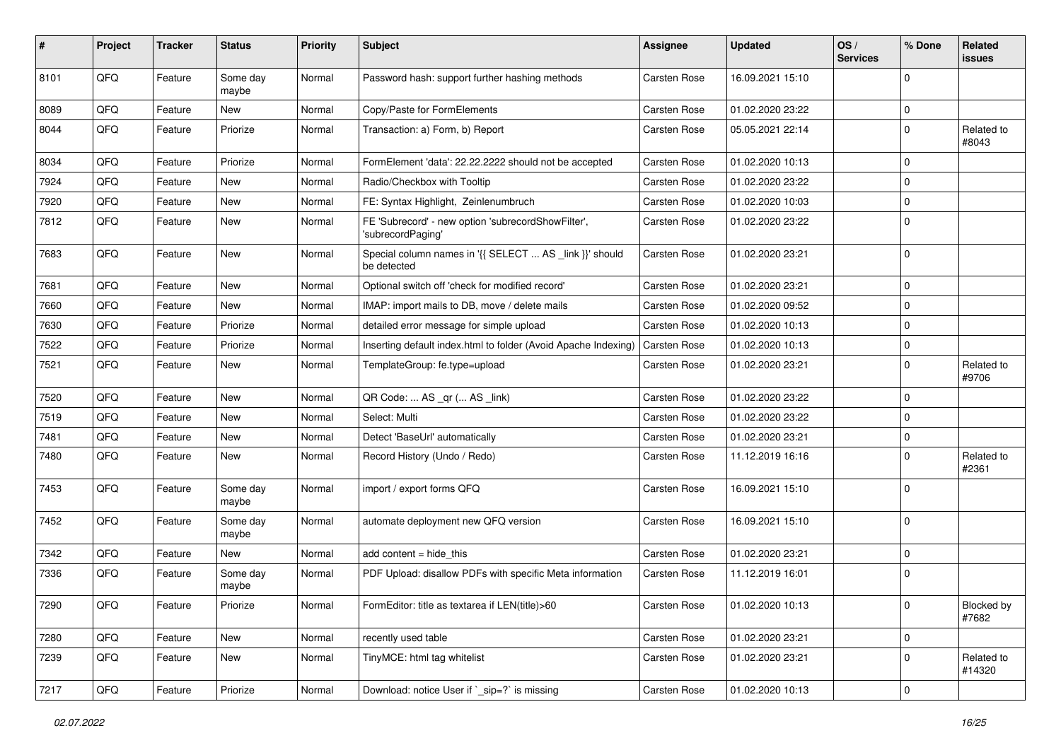| # | Project | Tracker | Status | Priority | Subject | Assignee | Updated | OS / Services | % Done | Related issues |
|---|---|---|---|---|---|---|---|---|---|---|
| 8101 | QFQ | Feature | Some day maybe | Normal | Password hash: support further hashing methods | Carsten Rose | 16.09.2021 15:10 | | 0 | |
| 8089 | QFQ | Feature | New | Normal | Copy/Paste for FormElements | Carsten Rose | 01.02.2020 23:22 | | 0 | |
| 8044 | QFQ | Feature | Priorize | Normal | Transaction: a) Form, b) Report | Carsten Rose | 05.05.2021 22:14 | | 0 | Related to #8043 |
| 8034 | QFQ | Feature | Priorize | Normal | FormElement 'data': 22.22.2222 should not be accepted | Carsten Rose | 01.02.2020 10:13 | | 0 | |
| 7924 | QFQ | Feature | New | Normal | Radio/Checkbox with Tooltip | Carsten Rose | 01.02.2020 23:22 | | 0 | |
| 7920 | QFQ | Feature | New | Normal | FE: Syntax Highlight, Zeinlenumbruch | Carsten Rose | 01.02.2020 10:03 | | 0 | |
| 7812 | QFQ | Feature | New | Normal | FE 'Subrecord' - new option 'subrecordShowFilter', 'subrecordPaging' | Carsten Rose | 01.02.2020 23:22 | | 0 | |
| 7683 | QFQ | Feature | New | Normal | Special column names in '{{ SELECT ... AS _link }}' should be detected | Carsten Rose | 01.02.2020 23:21 | | 0 | |
| 7681 | QFQ | Feature | New | Normal | Optional switch off 'check for modified record' | Carsten Rose | 01.02.2020 23:21 | | 0 | |
| 7660 | QFQ | Feature | New | Normal | IMAP: import mails to DB, move / delete mails | Carsten Rose | 01.02.2020 09:52 | | 0 | |
| 7630 | QFQ | Feature | Priorize | Normal | detailed error message for simple upload | Carsten Rose | 01.02.2020 10:13 | | 0 | |
| 7522 | QFQ | Feature | Priorize | Normal | Inserting default index.html to folder (Avoid Apache Indexing) | Carsten Rose | 01.02.2020 10:13 | | 0 | |
| 7521 | QFQ | Feature | New | Normal | TemplateGroup: fe.type=upload | Carsten Rose | 01.02.2020 23:21 | | 0 | Related to #9706 |
| 7520 | QFQ | Feature | New | Normal | QR Code: ... AS _qr (... AS _link) | Carsten Rose | 01.02.2020 23:22 | | 0 | |
| 7519 | QFQ | Feature | New | Normal | Select: Multi | Carsten Rose | 01.02.2020 23:22 | | 0 | |
| 7481 | QFQ | Feature | New | Normal | Detect 'BaseUrl' automatically | Carsten Rose | 01.02.2020 23:21 | | 0 | |
| 7480 | QFQ | Feature | New | Normal | Record History (Undo / Redo) | Carsten Rose | 11.12.2019 16:16 | | 0 | Related to #2361 |
| 7453 | QFQ | Feature | Some day maybe | Normal | import / export forms QFQ | Carsten Rose | 16.09.2021 15:10 | | 0 | |
| 7452 | QFQ | Feature | Some day maybe | Normal | automate deployment new QFQ version | Carsten Rose | 16.09.2021 15:10 | | 0 | |
| 7342 | QFQ | Feature | New | Normal | add content = hide_this | Carsten Rose | 01.02.2020 23:21 | | 0 | |
| 7336 | QFQ | Feature | Some day maybe | Normal | PDF Upload: disallow PDFs with specific Meta information | Carsten Rose | 11.12.2019 16:01 | | 0 | |
| 7290 | QFQ | Feature | Priorize | Normal | FormEditor: title as textarea if LEN(title)>60 | Carsten Rose | 01.02.2020 10:13 | | 0 | Blocked by #7682 |
| 7280 | QFQ | Feature | New | Normal | recently used table | Carsten Rose | 01.02.2020 23:21 | | 0 | |
| 7239 | QFQ | Feature | New | Normal | TinyMCE: html tag whitelist | Carsten Rose | 01.02.2020 23:21 | | 0 | Related to #14320 |
| 7217 | QFQ | Feature | Priorize | Normal | Download: notice User if `_sip=?` is missing | Carsten Rose | 01.02.2020 10:13 | | 0 | |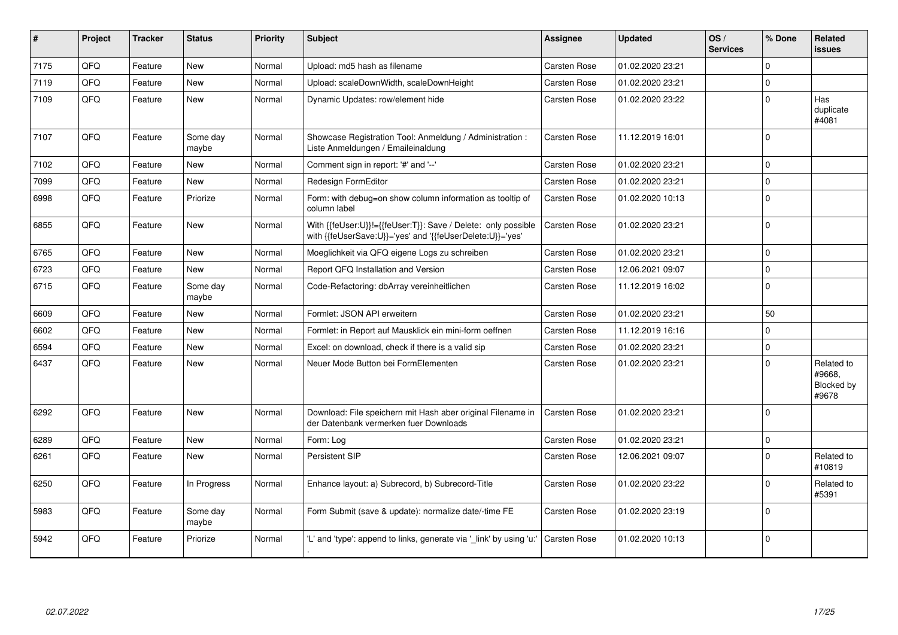| # | Project | Tracker | Status | Priority | Subject | Assignee | Updated | OS / Services | % Done | Related issues |
|---|---|---|---|---|---|---|---|---|---|---|
| 7175 | QFQ | Feature | New | Normal | Upload: md5 hash as filename | Carsten Rose | 01.02.2020 23:21 | | 0 | |
| 7119 | QFQ | Feature | New | Normal | Upload: scaleDownWidth, scaleDownHeight | Carsten Rose | 01.02.2020 23:21 | | 0 | |
| 7109 | QFQ | Feature | New | Normal | Dynamic Updates: row/element hide | Carsten Rose | 01.02.2020 23:22 | | 0 | Has duplicate #4081 |
| 7107 | QFQ | Feature | Some day maybe | Normal | Showcase Registration Tool: Anmeldung / Administration : Liste Anmeldungen / Emaileinaldung | Carsten Rose | 11.12.2019 16:01 | | 0 | |
| 7102 | QFQ | Feature | New | Normal | Comment sign in report: '#' and '--' | Carsten Rose | 01.02.2020 23:21 | | 0 | |
| 7099 | QFQ | Feature | New | Normal | Redesign FormEditor | Carsten Rose | 01.02.2020 23:21 | | 0 | |
| 6998 | QFQ | Feature | Priorize | Normal | Form: with debug=on show column information as tooltip of column label | Carsten Rose | 01.02.2020 10:13 | | 0 | |
| 6855 | QFQ | Feature | New | Normal | With {{feUser:U}}!={{feUser:T}}: Save / Delete: only possible with {{feUserSave:U}}='yes' and '{{feUserDelete:U}}='yes' | Carsten Rose | 01.02.2020 23:21 | | 0 | |
| 6765 | QFQ | Feature | New | Normal | Moeglichkeit via QFQ eigene Logs zu schreiben | Carsten Rose | 01.02.2020 23:21 | | 0 | |
| 6723 | QFQ | Feature | New | Normal | Report QFQ Installation and Version | Carsten Rose | 12.06.2021 09:07 | | 0 | |
| 6715 | QFQ | Feature | Some day maybe | Normal | Code-Refactoring: dbArray vereinheitlichen | Carsten Rose | 11.12.2019 16:02 | | 0 | |
| 6609 | QFQ | Feature | New | Normal | Formlet: JSON API erweitern | Carsten Rose | 01.02.2020 23:21 | | 50 | |
| 6602 | QFQ | Feature | New | Normal | Formlet: in Report auf Mausklick ein mini-form oeffnen | Carsten Rose | 11.12.2019 16:16 | | 0 | |
| 6594 | QFQ | Feature | New | Normal | Excel: on download, check if there is a valid sip | Carsten Rose | 01.02.2020 23:21 | | 0 | |
| 6437 | QFQ | Feature | New | Normal | Neuer Mode Button bei FormElementen | Carsten Rose | 01.02.2020 23:21 | | 0 | Related to #9668, Blocked by #9678 |
| 6292 | QFQ | Feature | New | Normal | Download: File speichern mit Hash aber original Filename in der Datenbank vermerken fuer Downloads | Carsten Rose | 01.02.2020 23:21 | | 0 | |
| 6289 | QFQ | Feature | New | Normal | Form: Log | Carsten Rose | 01.02.2020 23:21 | | 0 | |
| 6261 | QFQ | Feature | New | Normal | Persistent SIP | Carsten Rose | 12.06.2021 09:07 | | 0 | Related to #10819 |
| 6250 | QFQ | Feature | In Progress | Normal | Enhance layout: a) Subrecord, b) Subrecord-Title | Carsten Rose | 01.02.2020 23:22 | | 0 | Related to #5391 |
| 5983 | QFQ | Feature | Some day maybe | Normal | Form Submit (save & update): normalize date/-time FE | Carsten Rose | 01.02.2020 23:19 | | 0 | |
| 5942 | QFQ | Feature | Priorize | Normal | 'L' and 'type': append to links, generate via '_link' by using 'u:' . | Carsten Rose | 01.02.2020 10:13 | | 0 | |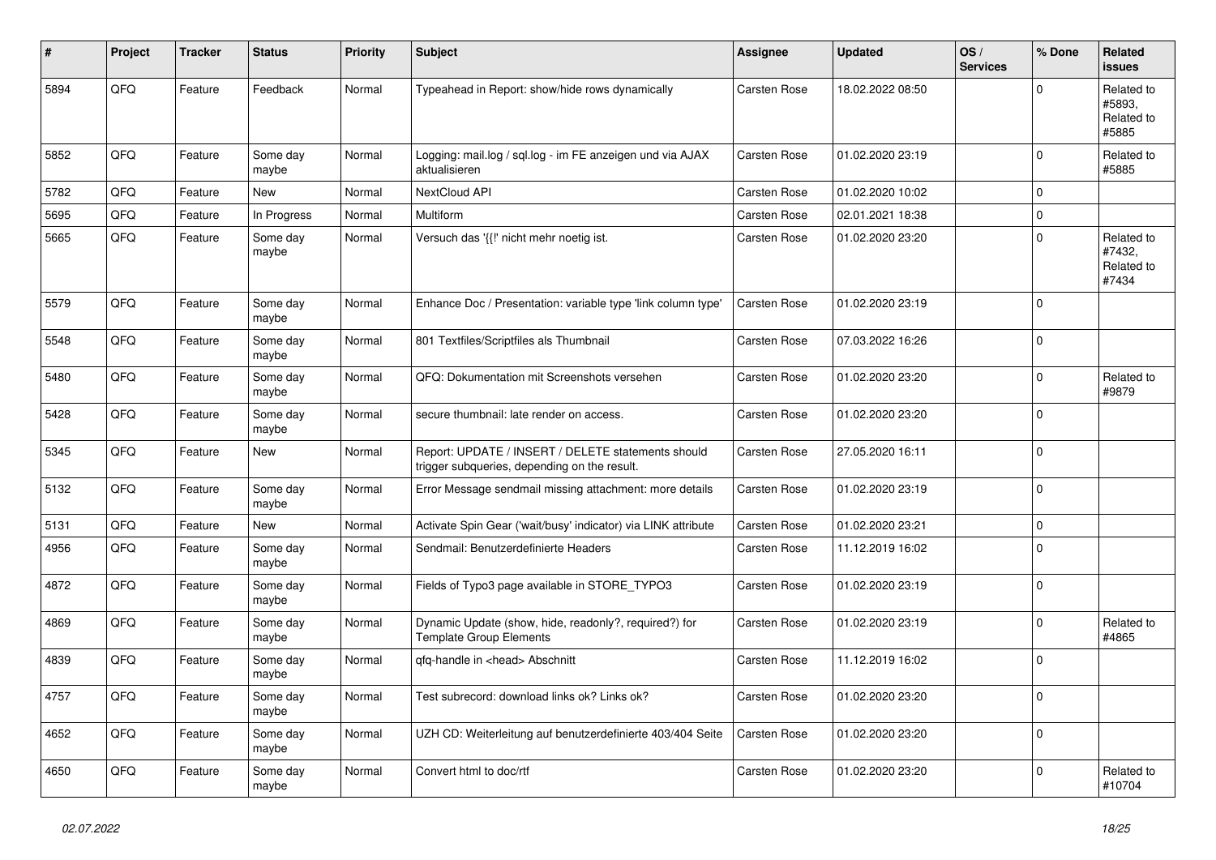| # | Project | Tracker | Status | Priority | Subject | Assignee | Updated | OS / Services | % Done | Related issues |
|---|---|---|---|---|---|---|---|---|---|---|
| 5894 | QFQ | Feature | Feedback | Normal | Typeahead in Report: show/hide rows dynamically | Carsten Rose | 18.02.2022 08:50 | | 0 | Related to #5893, Related to #5885 |
| 5852 | QFQ | Feature | Some day maybe | Normal | Logging: mail.log / sql.log - im FE anzeigen und via AJAX aktualisieren | Carsten Rose | 01.02.2020 23:19 | | 0 | Related to #5885 |
| 5782 | QFQ | Feature | New | Normal | NextCloud API | Carsten Rose | 01.02.2020 10:02 | | 0 | |
| 5695 | QFQ | Feature | In Progress | Normal | Multiform | Carsten Rose | 02.01.2021 18:38 | | 0 | |
| 5665 | QFQ | Feature | Some day maybe | Normal | Versuch das '{{!' nicht mehr noetig ist. | Carsten Rose | 01.02.2020 23:20 | | 0 | Related to #7432, Related to #7434 |
| 5579 | QFQ | Feature | Some day maybe | Normal | Enhance Doc / Presentation: variable type 'link column type' | Carsten Rose | 01.02.2020 23:19 | | 0 | |
| 5548 | QFQ | Feature | Some day maybe | Normal | 801 Textfiles/Scriptfiles als Thumbnail | Carsten Rose | 07.03.2022 16:26 | | 0 | |
| 5480 | QFQ | Feature | Some day maybe | Normal | QFQ: Dokumentation mit Screenshots versehen | Carsten Rose | 01.02.2020 23:20 | | 0 | Related to #9879 |
| 5428 | QFQ | Feature | Some day maybe | Normal | secure thumbnail: late render on access. | Carsten Rose | 01.02.2020 23:20 | | 0 | |
| 5345 | QFQ | Feature | New | Normal | Report: UPDATE / INSERT / DELETE statements should trigger subqueries, depending on the result. | Carsten Rose | 27.05.2020 16:11 | | 0 | |
| 5132 | QFQ | Feature | Some day maybe | Normal | Error Message sendmail missing attachment: more details | Carsten Rose | 01.02.2020 23:19 | | 0 | |
| 5131 | QFQ | Feature | New | Normal | Activate Spin Gear ('wait/busy' indicator) via LINK attribute | Carsten Rose | 01.02.2020 23:21 | | 0 | |
| 4956 | QFQ | Feature | Some day maybe | Normal | Sendmail: Benutzerdefinierte Headers | Carsten Rose | 11.12.2019 16:02 | | 0 | |
| 4872 | QFQ | Feature | Some day maybe | Normal | Fields of Typo3 page available in STORE_TYPO3 | Carsten Rose | 01.02.2020 23:19 | | 0 | |
| 4869 | QFQ | Feature | Some day maybe | Normal | Dynamic Update (show, hide, readonly?, required?) for Template Group Elements | Carsten Rose | 01.02.2020 23:19 | | 0 | Related to #4865 |
| 4839 | QFQ | Feature | Some day maybe | Normal | qfq-handle in <head> Abschnitt | Carsten Rose | 11.12.2019 16:02 | | 0 | |
| 4757 | QFQ | Feature | Some day maybe | Normal | Test subrecord: download links ok? Links ok? | Carsten Rose | 01.02.2020 23:20 | | 0 | |
| 4652 | QFQ | Feature | Some day maybe | Normal | UZH CD: Weiterleitung auf benutzerdefinierte 403/404 Seite | Carsten Rose | 01.02.2020 23:20 | | 0 | |
| 4650 | QFQ | Feature | Some day maybe | Normal | Convert html to doc/rtf | Carsten Rose | 01.02.2020 23:20 | | 0 | Related to #10704 |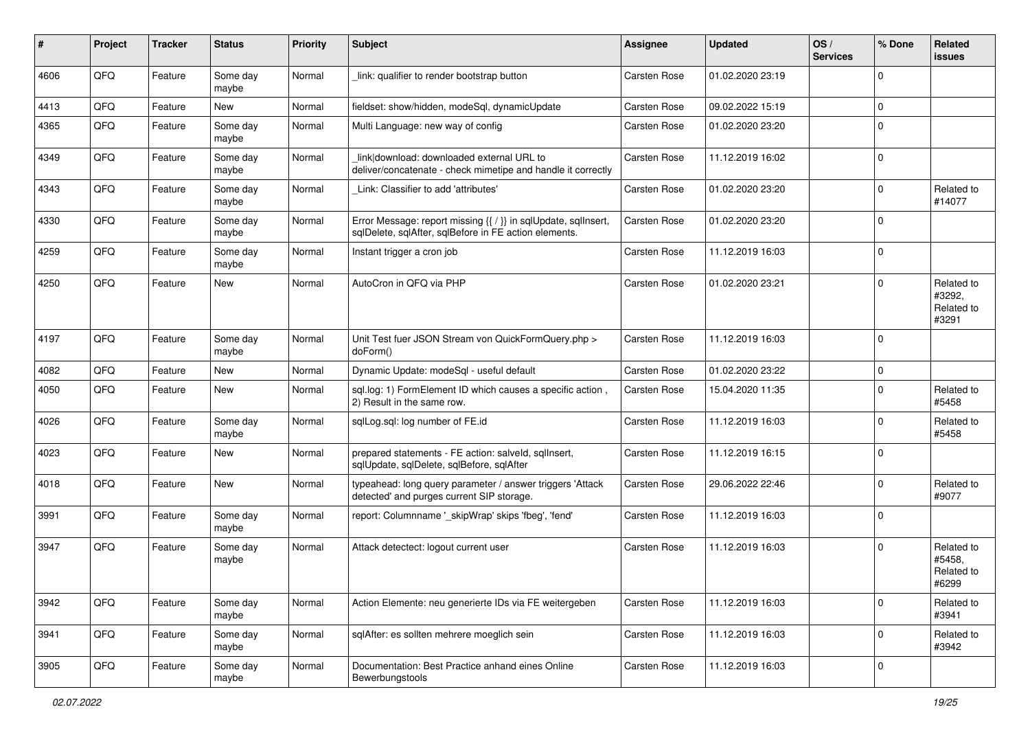| # | Project | Tracker | Status | Priority | Subject | Assignee | Updated | OS / Services | % Done | Related issues |
|---|---|---|---|---|---|---|---|---|---|---|
| 4606 | QFQ | Feature | Some day maybe | Normal | _link: qualifier to render bootstrap button | Carsten Rose | 01.02.2020 23:19 | | 0 | |
| 4413 | QFQ | Feature | New | Normal | fieldset: show/hidden, modeSql, dynamicUpdate | Carsten Rose | 09.02.2022 15:19 | | 0 | |
| 4365 | QFQ | Feature | Some day maybe | Normal | Multi Language: new way of config | Carsten Rose | 01.02.2020 23:20 | | 0 | |
| 4349 | QFQ | Feature | Some day maybe | Normal | _link\|download: downloaded external URL to deliver/concatenate - check mimetipe and handle it correctly | Carsten Rose | 11.12.2019 16:02 | | 0 | |
| 4343 | QFQ | Feature | Some day maybe | Normal | _Link: Classifier to add 'attributes' | Carsten Rose | 01.02.2020 23:20 | | 0 | Related to #14077 |
| 4330 | QFQ | Feature | Some day maybe | Normal | Error Message: report missing {{ / }} in sqlUpdate, sqlInsert, sqlDelete, sqlAfter, sqlBefore in FE action elements. | Carsten Rose | 01.02.2020 23:20 | | 0 | |
| 4259 | QFQ | Feature | Some day maybe | Normal | Instant trigger a cron job | Carsten Rose | 11.12.2019 16:03 | | 0 | |
| 4250 | QFQ | Feature | New | Normal | AutoCron in QFQ via PHP | Carsten Rose | 01.02.2020 23:21 | | 0 | Related to #3292, Related to #3291 |
| 4197 | QFQ | Feature | Some day maybe | Normal | Unit Test fuer JSON Stream von QuickFormQuery.php > doForm() | Carsten Rose | 11.12.2019 16:03 | | 0 | |
| 4082 | QFQ | Feature | New | Normal | Dynamic Update: modeSql - useful default | Carsten Rose | 01.02.2020 23:22 | | 0 | |
| 4050 | QFQ | Feature | New | Normal | sql.log: 1) FormElement ID which causes a specific action , 2) Result in the same row. | Carsten Rose | 15.04.2020 11:35 | | 0 | Related to #5458 |
| 4026 | QFQ | Feature | Some day maybe | Normal | sqlLog.sql: log number of FE.id | Carsten Rose | 11.12.2019 16:03 | | 0 | Related to #5458 |
| 4023 | QFQ | Feature | New | Normal | prepared statements - FE action: salveld, sqlInsert, sqlUpdate, sqlDelete, sqlBefore, sqlAfter | Carsten Rose | 11.12.2019 16:15 | | 0 | |
| 4018 | QFQ | Feature | New | Normal | typeahead: long query parameter / answer triggers 'Attack detected' and purges current SIP storage. | Carsten Rose | 29.06.2022 22:46 | | 0 | Related to #9077 |
| 3991 | QFQ | Feature | Some day maybe | Normal | report: Columnname '_skipWrap' skips 'fbeg', 'fend' | Carsten Rose | 11.12.2019 16:03 | | 0 | |
| 3947 | QFQ | Feature | Some day maybe | Normal | Attack detectect: logout current user | Carsten Rose | 11.12.2019 16:03 | | 0 | Related to #5458, Related to #6299 |
| 3942 | QFQ | Feature | Some day maybe | Normal | Action Elemente: neu generierte IDs via FE weitergeben | Carsten Rose | 11.12.2019 16:03 | | 0 | Related to #3941 |
| 3941 | QFQ | Feature | Some day maybe | Normal | sqlAfter: es sollten mehrere moeglich sein | Carsten Rose | 11.12.2019 16:03 | | 0 | Related to #3942 |
| 3905 | QFQ | Feature | Some day maybe | Normal | Documentation: Best Practice anhand eines Online Bewerbungstools | Carsten Rose | 11.12.2019 16:03 | | 0 | |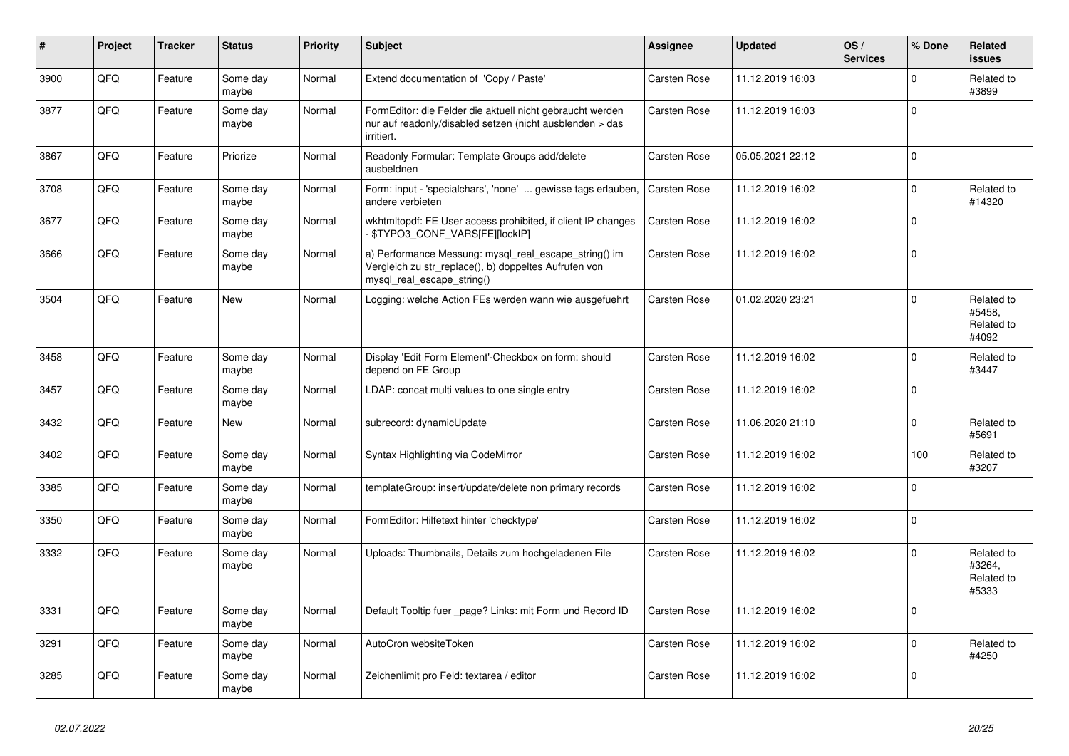| # | Project | Tracker | Status | Priority | Subject | Assignee | Updated | OS / Services | % Done | Related issues |
|---|---|---|---|---|---|---|---|---|---|---|
| 3900 | QFQ | Feature | Some day maybe | Normal | Extend documentation of 'Copy / Paste' | Carsten Rose | 11.12.2019 16:03 | | 0 | Related to #3899 |
| 3877 | QFQ | Feature | Some day maybe | Normal | FormEditor: die Felder die aktuell nicht gebraucht werden nur auf readonly/disabled setzen (nicht ausblenden > das irritiert. | Carsten Rose | 11.12.2019 16:03 | | 0 | |
| 3867 | QFQ | Feature | Priorize | Normal | Readonly Formular: Template Groups add/delete ausbeldnen | Carsten Rose | 05.05.2021 22:12 | | 0 | |
| 3708 | QFQ | Feature | Some day maybe | Normal | Form: input - 'specialchars', 'none' ... gewisse tags erlauben, andere verbieten | Carsten Rose | 11.12.2019 16:02 | | 0 | Related to #14320 |
| 3677 | QFQ | Feature | Some day maybe | Normal | wkhtmltopdf: FE User access prohibited, if client IP changes - $TYPO3_CONF_VARS[FE][lockIP] | Carsten Rose | 11.12.2019 16:02 | | 0 | |
| 3666 | QFQ | Feature | Some day maybe | Normal | a) Performance Messung: mysql_real_escape_string() im Vergleich zu str_replace(), b) doppeltes Aufrufen von mysql_real_escape_string() | Carsten Rose | 11.12.2019 16:02 | | 0 | |
| 3504 | QFQ | Feature | New | Normal | Logging: welche Action FEs werden wann wie ausgefuehrt | Carsten Rose | 01.02.2020 23:21 | | 0 | Related to #5458, Related to #4092 |
| 3458 | QFQ | Feature | Some day maybe | Normal | Display 'Edit Form Element'-Checkbox on form: should depend on FE Group | Carsten Rose | 11.12.2019 16:02 | | 0 | Related to #3447 |
| 3457 | QFQ | Feature | Some day maybe | Normal | LDAP: concat multi values to one single entry | Carsten Rose | 11.12.2019 16:02 | | 0 | |
| 3432 | QFQ | Feature | New | Normal | subrecord: dynamicUpdate | Carsten Rose | 11.06.2020 21:10 | | 0 | Related to #5691 |
| 3402 | QFQ | Feature | Some day maybe | Normal | Syntax Highlighting via CodeMirror | Carsten Rose | 11.12.2019 16:02 | | 100 | Related to #3207 |
| 3385 | QFQ | Feature | Some day maybe | Normal | templateGroup: insert/update/delete non primary records | Carsten Rose | 11.12.2019 16:02 | | 0 | |
| 3350 | QFQ | Feature | Some day maybe | Normal | FormEditor: Hilfetext hinter 'checktype' | Carsten Rose | 11.12.2019 16:02 | | 0 | |
| 3332 | QFQ | Feature | Some day maybe | Normal | Uploads: Thumbnails, Details zum hochgeladenen File | Carsten Rose | 11.12.2019 16:02 | | 0 | Related to #3264, Related to #5333 |
| 3331 | QFQ | Feature | Some day maybe | Normal | Default Tooltip fuer _page? Links: mit Form und Record ID | Carsten Rose | 11.12.2019 16:02 | | 0 | |
| 3291 | QFQ | Feature | Some day maybe | Normal | AutoCron websiteToken | Carsten Rose | 11.12.2019 16:02 | | 0 | Related to #4250 |
| 3285 | QFQ | Feature | Some day maybe | Normal | Zeichenlimit pro Feld: textarea / editor | Carsten Rose | 11.12.2019 16:02 | | 0 | |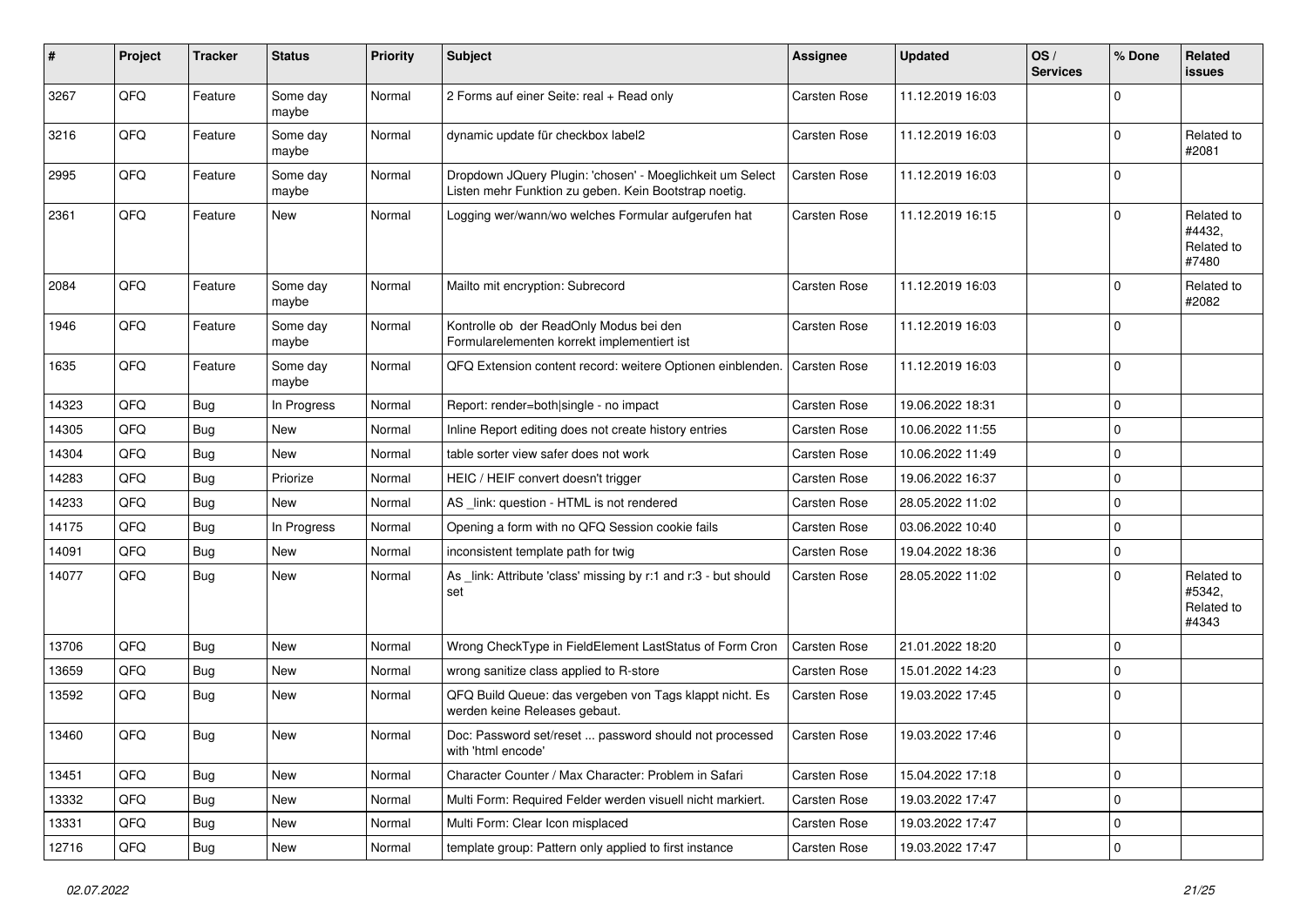| # | Project | Tracker | Status | Priority | Subject | Assignee | Updated | OS / Services | % Done | Related issues |
|---|---|---|---|---|---|---|---|---|---|---|
| 3267 | QFQ | Feature | Some day maybe | Normal | 2 Forms auf einer Seite: real + Read only | Carsten Rose | 11.12.2019 16:03 | | 0 | |
| 3216 | QFQ | Feature | Some day maybe | Normal | dynamic update für checkbox label2 | Carsten Rose | 11.12.2019 16:03 | | 0 | Related to #2081 |
| 2995 | QFQ | Feature | Some day maybe | Normal | Dropdown JQuery Plugin: 'chosen' - Moeglichkeit um Select Listen mehr Funktion zu geben. Kein Bootstrap noetig. | Carsten Rose | 11.12.2019 16:03 | | 0 | |
| 2361 | QFQ | Feature | New | Normal | Logging wer/wann/wo welches Formular aufgerufen hat | Carsten Rose | 11.12.2019 16:15 | | 0 | Related to #4432, Related to #7480 |
| 2084 | QFQ | Feature | Some day maybe | Normal | Mailto mit encryption: Subrecord | Carsten Rose | 11.12.2019 16:03 | | 0 | Related to #2082 |
| 1946 | QFQ | Feature | Some day maybe | Normal | Kontrolle ob der ReadOnly Modus bei den Formularelementen korrekt implementiert ist | Carsten Rose | 11.12.2019 16:03 | | 0 | |
| 1635 | QFQ | Feature | Some day maybe | Normal | QFQ Extension content record: weitere Optionen einblenden. | Carsten Rose | 11.12.2019 16:03 | | 0 | |
| 14323 | QFQ | Bug | In Progress | Normal | Report: render=both\|single - no impact | Carsten Rose | 19.06.2022 18:31 | | 0 | |
| 14305 | QFQ | Bug | New | Normal | Inline Report editing does not create history entries | Carsten Rose | 10.06.2022 11:55 | | 0 | |
| 14304 | QFQ | Bug | New | Normal | table sorter view safer does not work | Carsten Rose | 10.06.2022 11:49 | | 0 | |
| 14283 | QFQ | Bug | Priorize | Normal | HEIC / HEIF convert doesn't trigger | Carsten Rose | 19.06.2022 16:37 | | 0 | |
| 14233 | QFQ | Bug | New | Normal | AS _link: question - HTML is not rendered | Carsten Rose | 28.05.2022 11:02 | | 0 | |
| 14175 | QFQ | Bug | In Progress | Normal | Opening a form with no QFQ Session cookie fails | Carsten Rose | 03.06.2022 10:40 | | 0 | |
| 14091 | QFQ | Bug | New | Normal | inconsistent template path for twig | Carsten Rose | 19.04.2022 18:36 | | 0 | |
| 14077 | QFQ | Bug | New | Normal | As _link: Attribute 'class' missing by r:1 and r:3 - but should set | Carsten Rose | 28.05.2022 11:02 | | 0 | Related to #5342, Related to #4343 |
| 13706 | QFQ | Bug | New | Normal | Wrong CheckType in FieldElement LastStatus of Form Cron | Carsten Rose | 21.01.2022 18:20 | | 0 | |
| 13659 | QFQ | Bug | New | Normal | wrong sanitize class applied to R-store | Carsten Rose | 15.01.2022 14:23 | | 0 | |
| 13592 | QFQ | Bug | New | Normal | QFQ Build Queue: das vergeben von Tags klappt nicht. Es werden keine Releases gebaut. | Carsten Rose | 19.03.2022 17:45 | | 0 | |
| 13460 | QFQ | Bug | New | Normal | Doc: Password set/reset ... password should not processed with 'html encode' | Carsten Rose | 19.03.2022 17:46 | | 0 | |
| 13451 | QFQ | Bug | New | Normal | Character Counter / Max Character: Problem in Safari | Carsten Rose | 15.04.2022 17:18 | | 0 | |
| 13332 | QFQ | Bug | New | Normal | Multi Form: Required Felder werden visuell nicht markiert. | Carsten Rose | 19.03.2022 17:47 | | 0 | |
| 13331 | QFQ | Bug | New | Normal | Multi Form: Clear Icon misplaced | Carsten Rose | 19.03.2022 17:47 | | 0 | |
| 12716 | QFQ | Bug | New | Normal | template group: Pattern only applied to first instance | Carsten Rose | 19.03.2022 17:47 | | 0 | |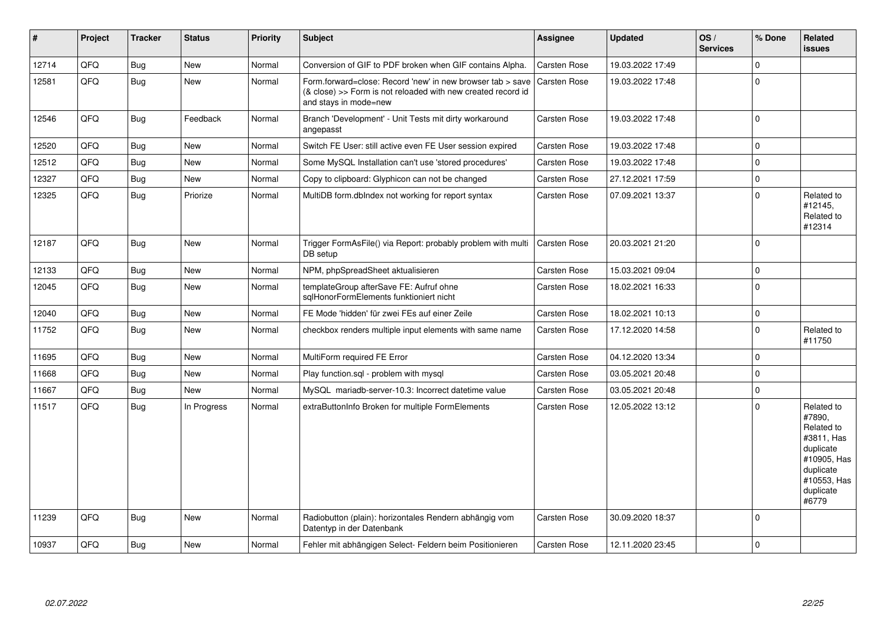| # | Project | Tracker | Status | Priority | Subject | Assignee | Updated | OS / Services | % Done | Related issues |
|---|---|---|---|---|---|---|---|---|---|---|
| 12714 | QFQ | Bug | New | Normal | Conversion of GIF to PDF broken when GIF contains Alpha. | Carsten Rose | 19.03.2022 17:49 | | 0 | |
| 12581 | QFQ | Bug | New | Normal | Form.forward=close: Record 'new' in new browser tab > save (& close) >> Form is not reloaded with new created record id and stays in mode=new | Carsten Rose | 19.03.2022 17:48 | | 0 | |
| 12546 | QFQ | Bug | Feedback | Normal | Branch 'Development' - Unit Tests mit dirty workaround angepasst | Carsten Rose | 19.03.2022 17:48 | | 0 | |
| 12520 | QFQ | Bug | New | Normal | Switch FE User: still active even FE User session expired | Carsten Rose | 19.03.2022 17:48 | | 0 | |
| 12512 | QFQ | Bug | New | Normal | Some MySQL Installation can't use 'stored procedures' | Carsten Rose | 19.03.2022 17:48 | | 0 | |
| 12327 | QFQ | Bug | New | Normal | Copy to clipboard: Glyphicon can not be changed | Carsten Rose | 27.12.2021 17:59 | | 0 | |
| 12325 | QFQ | Bug | Priorize | Normal | MultiDB form.dbIndex not working for report syntax | Carsten Rose | 07.09.2021 13:37 | | 0 | Related to #12145, Related to #12314 |
| 12187 | QFQ | Bug | New | Normal | Trigger FormAsFile() via Report: probably problem with multi DB setup | Carsten Rose | 20.03.2021 21:20 | | 0 | |
| 12133 | QFQ | Bug | New | Normal | NPM, phpSpreadSheet aktualisieren | Carsten Rose | 15.03.2021 09:04 | | 0 | |
| 12045 | QFQ | Bug | New | Normal | templateGroup afterSave FE: Aufruf ohne sqlHonorFormElements funktioniert nicht | Carsten Rose | 18.02.2021 16:33 | | 0 | |
| 12040 | QFQ | Bug | New | Normal | FE Mode 'hidden' für zwei FEs auf einer Zeile | Carsten Rose | 18.02.2021 10:13 | | 0 | |
| 11752 | QFQ | Bug | New | Normal | checkbox renders multiple input elements with same name | Carsten Rose | 17.12.2020 14:58 | | 0 | Related to #11750 |
| 11695 | QFQ | Bug | New | Normal | MultiForm required FE Error | Carsten Rose | 04.12.2020 13:34 | | 0 | |
| 11668 | QFQ | Bug | New | Normal | Play function.sql - problem with mysql | Carsten Rose | 03.05.2021 20:48 | | 0 | |
| 11667 | QFQ | Bug | New | Normal | MySQL mariadb-server-10.3: Incorrect datetime value | Carsten Rose | 03.05.2021 20:48 | | 0 | |
| 11517 | QFQ | Bug | In Progress | Normal | extraButtonInfo Broken for multiple FormElements | Carsten Rose | 12.05.2022 13:12 | | 0 | Related to #7890, Related to #3811, Has duplicate #10905, Has duplicate #10553, Has duplicate #6779 |
| 11239 | QFQ | Bug | New | Normal | Radiobutton (plain): horizontales Rendern abhängig vom Datentyp in der Datenbank | Carsten Rose | 30.09.2020 18:37 | | 0 | |
| 10937 | QFQ | Bug | New | Normal | Fehler mit abhängigen Select- Feldern beim Positionieren | Carsten Rose | 12.11.2020 23:45 | | 0 | |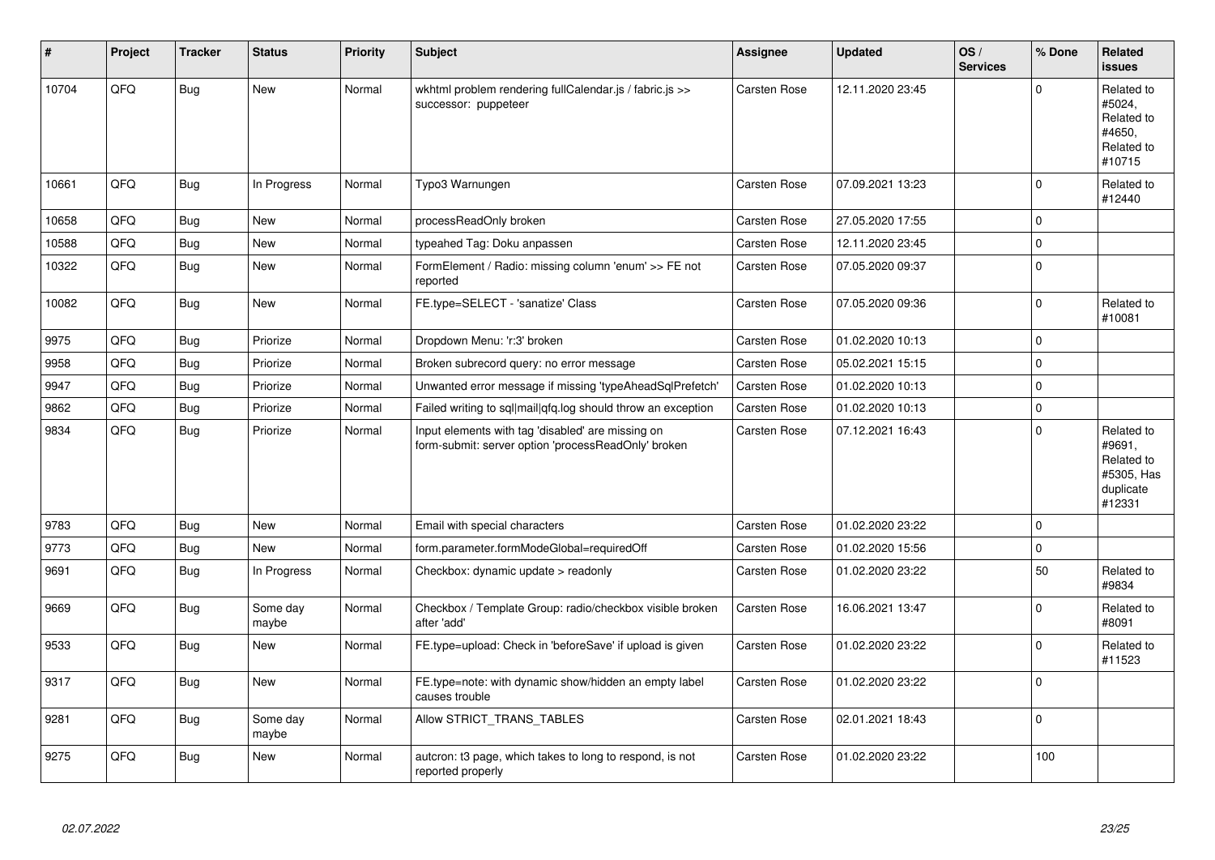| # | Project | Tracker | Status | Priority | Subject | Assignee | Updated | OS / Services | % Done | Related issues |
|---|---|---|---|---|---|---|---|---|---|---|
| 10704 | QFQ | Bug | New | Normal | wkhtml problem rendering fullCalendar.js / fabric.js >> successor: puppeteer | Carsten Rose | 12.11.2020 23:45 | | 0 | Related to #5024, Related to #4650, Related to #10715 |
| 10661 | QFQ | Bug | In Progress | Normal | Typo3 Warnungen | Carsten Rose | 07.09.2021 13:23 | | 0 | Related to #12440 |
| 10658 | QFQ | Bug | New | Normal | processReadOnly broken | Carsten Rose | 27.05.2020 17:55 | | 0 | |
| 10588 | QFQ | Bug | New | Normal | typeahed Tag: Doku anpassen | Carsten Rose | 12.11.2020 23:45 | | 0 | |
| 10322 | QFQ | Bug | New | Normal | FormElement / Radio: missing column 'enum' >> FE not reported | Carsten Rose | 07.05.2020 09:37 | | 0 | |
| 10082 | QFQ | Bug | New | Normal | FE.type=SELECT - 'sanatize' Class | Carsten Rose | 07.05.2020 09:36 | | 0 | Related to #10081 |
| 9975 | QFQ | Bug | Priorize | Normal | Dropdown Menu: 'r:3' broken | Carsten Rose | 01.02.2020 10:13 | | 0 | |
| 9958 | QFQ | Bug | Priorize | Normal | Broken subrecord query: no error message | Carsten Rose | 05.02.2021 15:15 | | 0 | |
| 9947 | QFQ | Bug | Priorize | Normal | Unwanted error message if missing 'typeAheadSqlPrefetch' | Carsten Rose | 01.02.2020 10:13 | | 0 | |
| 9862 | QFQ | Bug | Priorize | Normal | Failed writing to sql\|mail\|qfq.log should throw an exception | Carsten Rose | 01.02.2020 10:13 | | 0 | |
| 9834 | QFQ | Bug | Priorize | Normal | Input elements with tag 'disabled' are missing on form-submit: server option 'processReadOnly' broken | Carsten Rose | 07.12.2021 16:43 | | 0 | Related to #9691, Related to #5305, Has duplicate #12331 |
| 9783 | QFQ | Bug | New | Normal | Email with special characters | Carsten Rose | 01.02.2020 23:22 | | 0 | |
| 9773 | QFQ | Bug | New | Normal | form.parameter.formModeGlobal=requiredOff | Carsten Rose | 01.02.2020 15:56 | | 0 | |
| 9691 | QFQ | Bug | In Progress | Normal | Checkbox: dynamic update > readonly | Carsten Rose | 01.02.2020 23:22 | | 50 | Related to #9834 |
| 9669 | QFQ | Bug | Some day maybe | Normal | Checkbox / Template Group: radio/checkbox visible broken after 'add' | Carsten Rose | 16.06.2021 13:47 | | 0 | Related to #8091 |
| 9533 | QFQ | Bug | New | Normal | FE.type=upload: Check in 'beforeSave' if upload is given | Carsten Rose | 01.02.2020 23:22 | | 0 | Related to #11523 |
| 9317 | QFQ | Bug | New | Normal | FE.type=note: with dynamic show/hidden an empty label causes trouble | Carsten Rose | 01.02.2020 23:22 | | 0 | |
| 9281 | QFQ | Bug | Some day maybe | Normal | Allow STRICT_TRANS_TABLES | Carsten Rose | 02.01.2021 18:43 | | 0 | |
| 9275 | QFQ | Bug | New | Normal | autcron: t3 page, which takes to long to respond, is not reported properly | Carsten Rose | 01.02.2020 23:22 | | 100 | |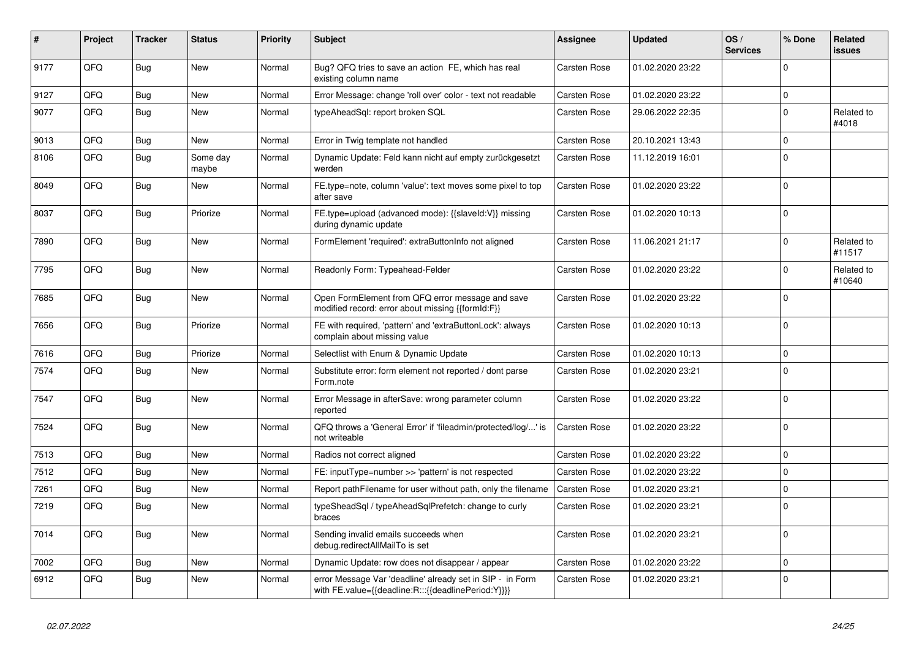| # | Project | Tracker | Status | Priority | Subject | Assignee | Updated | OS / Services | % Done | Related issues |
|---|---|---|---|---|---|---|---|---|---|---|
| 9177 | QFQ | Bug | New | Normal | Bug? QFQ tries to save an action FE, which has real existing column name | Carsten Rose | 01.02.2020 23:22 | | 0 | |
| 9127 | QFQ | Bug | New | Normal | Error Message: change 'roll over' color - text not readable | Carsten Rose | 01.02.2020 23:22 | | 0 | |
| 9077 | QFQ | Bug | New | Normal | typeAheadSql: report broken SQL | Carsten Rose | 29.06.2022 22:35 | | 0 | Related to #4018 |
| 9013 | QFQ | Bug | New | Normal | Error in Twig template not handled | Carsten Rose | 20.10.2021 13:43 | | 0 | |
| 8106 | QFQ | Bug | Some day maybe | Normal | Dynamic Update: Feld kann nicht auf empty zurückgesetzt werden | Carsten Rose | 11.12.2019 16:01 | | 0 | |
| 8049 | QFQ | Bug | New | Normal | FE.type=note, column 'value': text moves some pixel to top after save | Carsten Rose | 01.02.2020 23:22 | | 0 | |
| 8037 | QFQ | Bug | Priorize | Normal | FE.type=upload (advanced mode): {{slaveId:V}} missing during dynamic update | Carsten Rose | 01.02.2020 10:13 | | 0 | |
| 7890 | QFQ | Bug | New | Normal | FormElement 'required': extraButtonInfo not aligned | Carsten Rose | 11.06.2021 21:17 | | 0 | Related to #11517 |
| 7795 | QFQ | Bug | New | Normal | Readonly Form: Typeahead-Felder | Carsten Rose | 01.02.2020 23:22 | | 0 | Related to #10640 |
| 7685 | QFQ | Bug | New | Normal | Open FormElement from QFQ error message and save modified record: error about missing {{formId:F}} | Carsten Rose | 01.02.2020 23:22 | | 0 | |
| 7656 | QFQ | Bug | Priorize | Normal | FE with required, 'pattern' and 'extraButtonLock': always complain about missing value | Carsten Rose | 01.02.2020 10:13 | | 0 | |
| 7616 | QFQ | Bug | Priorize | Normal | Selectlist with Enum & Dynamic Update | Carsten Rose | 01.02.2020 10:13 | | 0 | |
| 7574 | QFQ | Bug | New | Normal | Substitute error: form element not reported / dont parse Form.note | Carsten Rose | 01.02.2020 23:21 | | 0 | |
| 7547 | QFQ | Bug | New | Normal | Error Message in afterSave: wrong parameter column reported | Carsten Rose | 01.02.2020 23:22 | | 0 | |
| 7524 | QFQ | Bug | New | Normal | QFQ throws a 'General Error' if 'fileadmin/protected/log/...' is not writeable | Carsten Rose | 01.02.2020 23:22 | | 0 | |
| 7513 | QFQ | Bug | New | Normal | Radios not correct aligned | Carsten Rose | 01.02.2020 23:22 | | 0 | |
| 7512 | QFQ | Bug | New | Normal | FE: inputType=number >> 'pattern' is not respected | Carsten Rose | 01.02.2020 23:22 | | 0 | |
| 7261 | QFQ | Bug | New | Normal | Report pathFilename for user without path, only the filename | Carsten Rose | 01.02.2020 23:21 | | 0 | |
| 7219 | QFQ | Bug | New | Normal | typeSheadSql / typeAheadSqlPrefetch: change to curly braces | Carsten Rose | 01.02.2020 23:21 | | 0 | |
| 7014 | QFQ | Bug | New | Normal | Sending invalid emails succeeds when debug.redirectAllMailTo is set | Carsten Rose | 01.02.2020 23:21 | | 0 | |
| 7002 | QFQ | Bug | New | Normal | Dynamic Update: row does not disappear / appear | Carsten Rose | 01.02.2020 23:22 | | 0 | |
| 6912 | QFQ | Bug | New | Normal | error Message Var 'deadline' already set in SIP - in Form with FE.value={{deadline:R:::{{deadlinePeriod:Y}}}} | Carsten Rose | 01.02.2020 23:21 | | 0 | |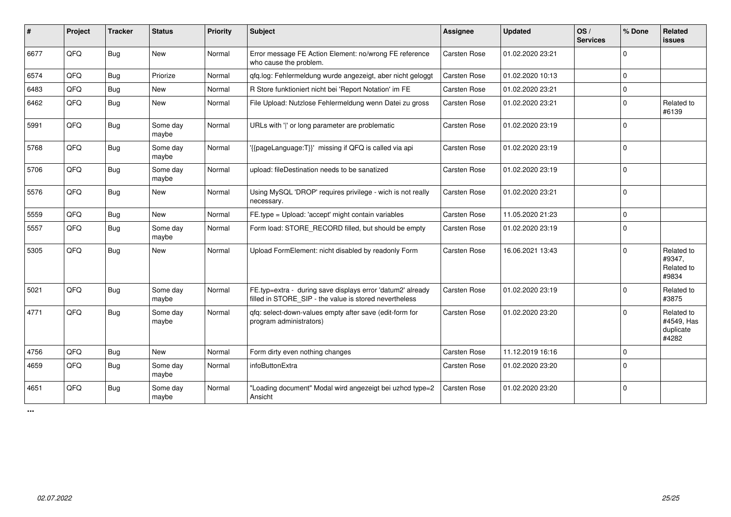| # | Project | Tracker | Status | Priority | Subject | Assignee | Updated | OS / Services | % Done | Related issues |
|---|---|---|---|---|---|---|---|---|---|---|
| 6677 | QFQ | Bug | New | Normal | Error message FE Action Element: no/wrong FE reference who cause the problem. | Carsten Rose | 01.02.2020 23:21 | | 0 | |
| 6574 | QFQ | Bug | Priorize | Normal | qfq.log: Fehlermeldung wurde angezeigt, aber nicht geloggt | Carsten Rose | 01.02.2020 10:13 | | 0 | |
| 6483 | QFQ | Bug | New | Normal | R Store funktioniert nicht bei 'Report Notation' im FE | Carsten Rose | 01.02.2020 23:21 | | 0 | |
| 6462 | QFQ | Bug | New | Normal | File Upload: Nutzlose Fehlermeldung wenn Datei zu gross | Carsten Rose | 01.02.2020 23:21 | | 0 | Related to #6139 |
| 5991 | QFQ | Bug | Some day maybe | Normal | URLs with '\|' or long parameter are problematic | Carsten Rose | 01.02.2020 23:19 | | 0 | |
| 5768 | QFQ | Bug | Some day maybe | Normal | '{{pageLanguage:T}}' missing if QFQ is called via api | Carsten Rose | 01.02.2020 23:19 | | 0 | |
| 5706 | QFQ | Bug | Some day maybe | Normal | upload: fileDestination needs to be sanatized | Carsten Rose | 01.02.2020 23:19 | | 0 | |
| 5576 | QFQ | Bug | New | Normal | Using MySQL 'DROP' requires privilege - wich is not really necessary. | Carsten Rose | 01.02.2020 23:21 | | 0 | |
| 5559 | QFQ | Bug | New | Normal | FE.type = Upload: 'accept' might contain variables | Carsten Rose | 11.05.2020 21:23 | | 0 | |
| 5557 | QFQ | Bug | Some day maybe | Normal | Form load: STORE_RECORD filled, but should be empty | Carsten Rose | 01.02.2020 23:19 | | 0 | |
| 5305 | QFQ | Bug | New | Normal | Upload FormElement: nicht disabled by readonly Form | Carsten Rose | 16.06.2021 13:43 | | 0 | Related to #9347, Related to #9834 |
| 5021 | QFQ | Bug | Some day maybe | Normal | FE.typ=extra - during save displays error 'datum2' already filled in STORE_SIP - the value is stored nevertheless | Carsten Rose | 01.02.2020 23:19 | | 0 | Related to #3875 |
| 4771 | QFQ | Bug | Some day maybe | Normal | qfq: select-down-values empty after save (edit-form for program administrators) | Carsten Rose | 01.02.2020 23:20 | | 0 | Related to #4549, Has duplicate #4282 |
| 4756 | QFQ | Bug | New | Normal | Form dirty even nothing changes | Carsten Rose | 11.12.2019 16:16 | | 0 | |
| 4659 | QFQ | Bug | Some day maybe | Normal | infoButtonExtra | Carsten Rose | 01.02.2020 23:20 | | 0 | |
| 4651 | QFQ | Bug | Some day maybe | Normal | "Loading document" Modal wird angezeigt bei uzhcd type=2 Ansicht | Carsten Rose | 01.02.2020 23:20 | | 0 | |

...